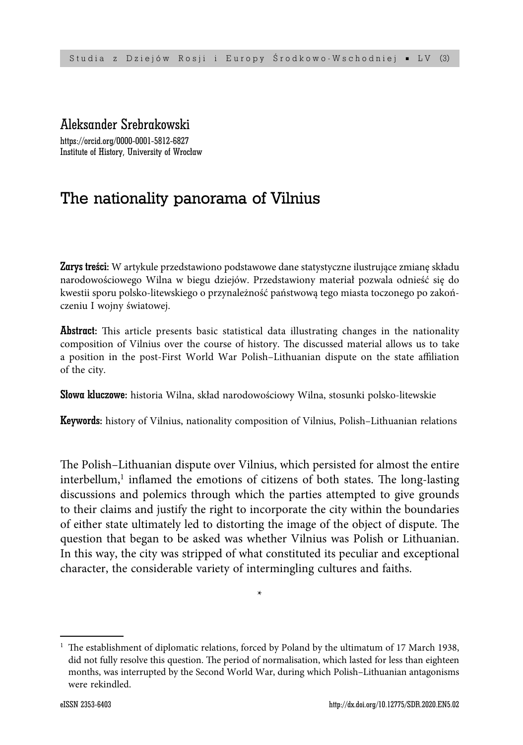Aleksander Srebrakowski

https://orcid.org/0000-0001-5812-6827
Institute of History, University of Wrocław

# The nationality panorama of Vilnius

**Zarys treści:** W artykule przedstawiono podstawowe dane statystyczne ilustrujące zmianę składu narodowościowego Wilna w biegu dziejów. Przedstawiony materiał pozwala odnieść się do kwestii sporu polsko-litewskiego o przynależność państwową tego miasta toczonego po zakończeniu I wojny światowej.

**Abstract:** This article presents basic statistical data illustrating changes in the nationality composition of Vilnius over the course of history. The discussed material allows us to take a position in the post-First World War Polish–Lithuanian dispute on the state affiliation of the city.

**Słowa kluczowe:** historia Wilna, skład narodowościowy Wilna, stosunki polsko-litewskie

**Keywords:** history of Vilnius, nationality composition of Vilnius, Polish–Lithuanian relations

The Polish–Lithuanian dispute over Vilnius, which persisted for almost the entire interbellum,[1] inflamed the emotions of citizens of both states. The long-lasting discussions and polemics through which the parties attempted to give grounds to their claims and justify the right to incorporate the city within the boundaries of either state ultimately led to distorting the image of the object of dispute. The question that began to be asked was whether Vilnius was Polish or Lithuanian. In this way, the city was stripped of what constituted its peculiar and exceptional character, the considerable variety of intermingling cultures and faiths.

*

[1] The establishment of diplomatic relations, forced by Poland by the ultimatum of 17 March 1938, did not fully resolve this question. The period of normalisation, which lasted for less than eighteen months, was interrupted by the Second World War, during which Polish–Lithuanian antagonisms were rekindled.

eISSN 2353-6403 http://dx.doi.org/10.12775/SDR.2020.EN5.02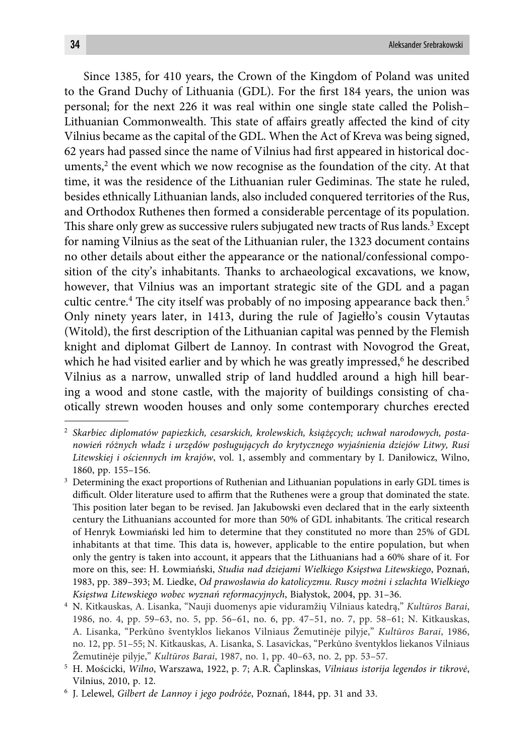Since 1385, for 410 years, the Crown of the Kingdom of Poland was united to the Grand Duchy of Lithuania (GDL). For the first 184 years, the union was personal; for the next 226 it was real within one single state called the Polish–Lithuanian Commonwealth. This state of affairs greatly affected the kind of city Vilnius became as the capital of the GDL. When the Act of Kreva was being signed, 62 years had passed since the name of Vilnius had first appeared in historical documents,[2] the event which we now recognise as the foundation of the city. At that time, it was the residence of the Lithuanian ruler Gediminas. The state he ruled, besides ethnically Lithuanian lands, also included conquered territories of the Rus, and Orthodox Ruthenes then formed a considerable percentage of its population. This share only grew as successive rulers subjugated new tracts of Rus lands.[3] Except for naming Vilnius as the seat of the Lithuanian ruler, the 1323 document contains no other details about either the appearance or the national/confessional composition of the city's inhabitants. Thanks to archaeological excavations, we know, however, that Vilnius was an important strategic site of the GDL and a pagan cultic centre.[4] The city itself was probably of no imposing appearance back then.[5] Only ninety years later, in 1413, during the rule of Jagiełło's cousin Vytautas (Witold), the first description of the Lithuanian capital was penned by the Flemish knight and diplomat Gilbert de Lannoy. In contrast with Novogrod the Great, which he had visited earlier and by which he was greatly impressed,[6] he described Vilnius as a narrow, unwalled strip of land huddled around a high hill bearing a wood and stone castle, with the majority of buildings consisting of chaotically strewn wooden houses and only some contemporary churches erected

---

[2] *Skarbiec diplomatów papiezkich, cesarskich, krolewskich, książęcych; uchwał narodowych, postanowień różnych władz i urzędów posługujących do krytycznego wyjaśnienia dziejów Litwy, Rusi Litewskiej i ościennych im krajów*, vol. 1, assembly and commentary by I. Daniłowicz, Wilno, 1860, pp. 155–156.

[3] Determining the exact proportions of Ruthenian and Lithuanian populations in early GDL times is difficult. Older literature used to affirm that the Ruthenes were a group that dominated the state. This position later began to be revised. Jan Jakubowski even declared that in the early sixteenth century the Lithuanians accounted for more than 50% of GDL inhabitants. The critical research of Henryk Łowmiański led him to determine that they constituted no more than 25% of GDL inhabitants at that time. This data is, however, applicable to the entire population, but when only the gentry is taken into account, it appears that the Lithuanians had a 60% share of it. For more on this, see: H. Łowmiański, *Studia nad dziejami Wielkiego Księstwa Litewskiego*, Poznań, 1983, pp. 389–393; M. Liedke, *Od prawosławia do katolicyzmu. Ruscy możni i szlachta Wielkiego Księstwa Litewskiego wobec wyznań reformacyjnych*, Białystok, 2004, pp. 31–36.

[4] N. Kitkauskas, A. Lisanka, "Nauji duomenys apie viduramžių Vilniaus katedrą," *Kultūros Barai*, 1986, no. 4, pp. 59–63, no. 5, pp. 56–61, no. 6, pp. 47–51, no. 7, pp. 58–61; N. Kitkauskas, A. Lisanka, "Perkūno šventyklos liekanos Vilniaus Žemutinėje pilyje," *Kultūros Barai*, 1986, no. 12, pp. 51–55; N. Kitkauskas, A. Lisanka, S. Lasavickas, "Perkūno šventyklos liekanos Vilniaus Žemutinėje pilyje," *Kultūros Barai*, 1987, no. 1, pp. 40–63, no. 2, pp. 53–57.

[5] H. Mościcki, *Wilno*, Warszawa, 1922, p. 7; A.R. Čaplinskas, *Vilniaus istorija legendos ir tikrovė*, Vilnius, 2010, p. 12.

[6] J. Lelewel, *Gilbert de Lannoy i jego podróże*, Poznań, 1844, pp. 31 and 33.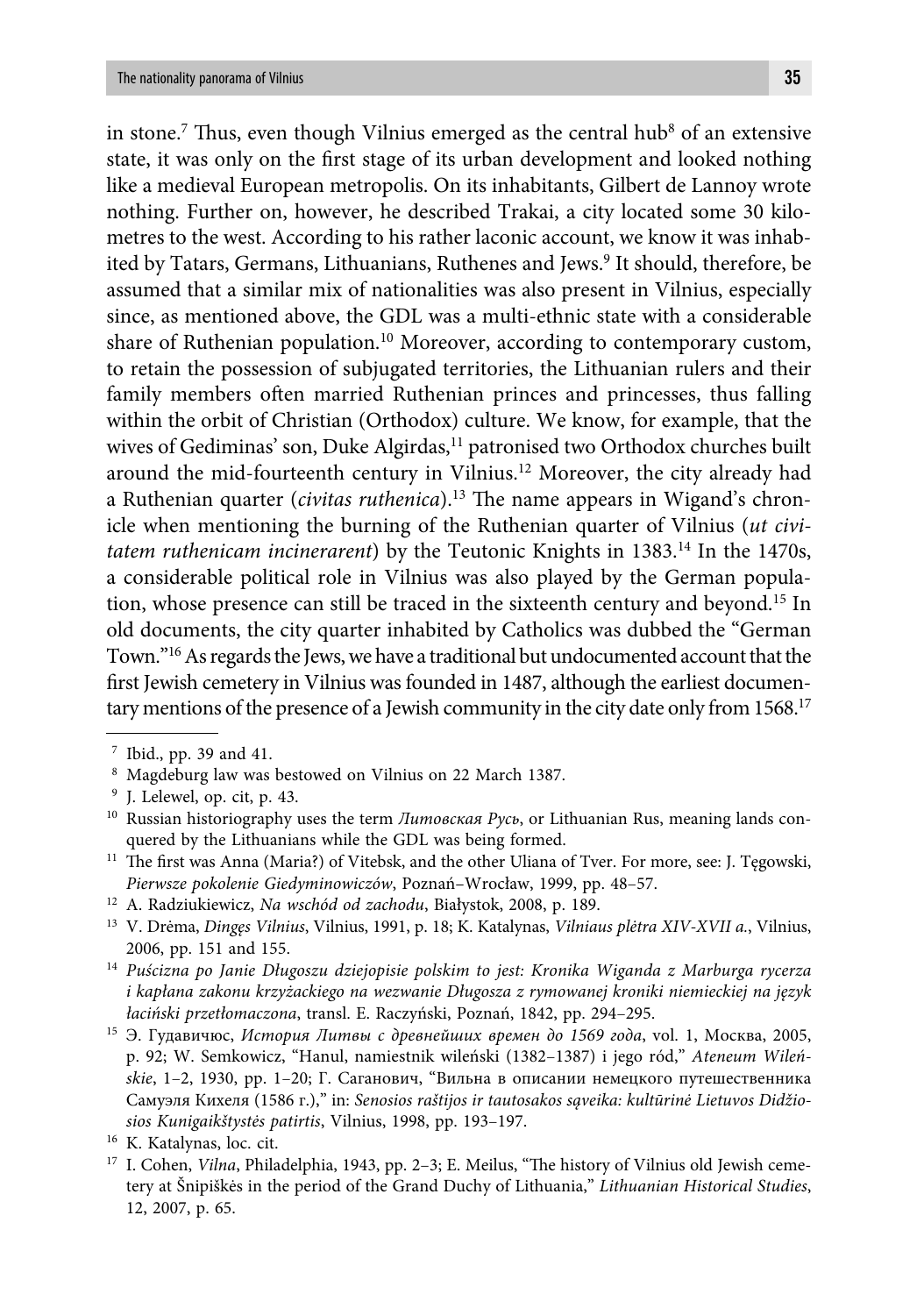in stone.[7] Thus, even though Vilnius emerged as the central hub[8] of an extensive state, it was only on the first stage of its urban development and looked nothing like a medieval European metropolis. On its inhabitants, Gilbert de Lannoy wrote nothing. Further on, however, he described Trakai, a city located some 30 kilometres to the west. According to his rather laconic account, we know it was inhabited by Tatars, Germans, Lithuanians, Ruthenes and Jews.[9] It should, therefore, be assumed that a similar mix of nationalities was also present in Vilnius, especially since, as mentioned above, the GDL was a multi-ethnic state with a considerable share of Ruthenian population.[10] Moreover, according to contemporary custom, to retain the possession of subjugated territories, the Lithuanian rulers and their family members often married Ruthenian princes and princesses, thus falling within the orbit of Christian (Orthodox) culture. We know, for example, that the wives of Gediminas' son, Duke Algirdas,[11] patronised two Orthodox churches built around the mid-fourteenth century in Vilnius.[12] Moreover, the city already had a Ruthenian quarter (*civitas ruthenica*).[13] The name appears in Wigand's chronicle when mentioning the burning of the Ruthenian quarter of Vilnius (*ut civitatem ruthenicam incinerarent*) by the Teutonic Knights in 1383.[14] In the 1470s, a considerable political role in Vilnius was also played by the German population, whose presence can still be traced in the sixteenth century and beyond.[15] In old documents, the city quarter inhabited by Catholics was dubbed the "German Town."[16] As regards the Jews, we have a traditional but undocumented account that the first Jewish cemetery in Vilnius was founded in 1487, although the earliest documentary mentions of the presence of a Jewish community in the city date only from 1568.[17]

---

[7] Ibid., pp. 39 and 41.

[8] Magdeburg law was bestowed on Vilnius on 22 March 1387.

[9] J. Lelewel, op. cit, p. 43.

[10] Russian historiography uses the term *Литовская Русь*, or Lithuanian Rus, meaning lands conquered by the Lithuanians while the GDL was being formed.

[11] The first was Anna (Maria?) of Vitebsk, and the other Uliana of Tver. For more, see: J. Tęgowski, *Pierwsze pokolenie Giedyminowiczów*, Poznań–Wrocław, 1999, pp. 48–57.

[12] A. Radziukiewicz, *Na wschód od zachodu*, Białystok, 2008, p. 189.

[13] V. Drėma, *Dingęs Vilnius*, Vilnius, 1991, p. 18; K. Katalynas, *Vilniaus plėtra XIV-XVII a.*, Vilnius, 2006, pp. 151 and 155.

[14] *Puścizna po Janie Długoszu dziejopisie polskim to jest: Kronika Wiganda z Marburga rycerza i kapłana zakonu krzyżackiego na wezwanie Długosza z rymowanej kroniki niemieckiej na język łaciński przetłomaczona*, transl. E. Raczyński, Poznań, 1842, pp. 294–295.

[15] Э. Гудавичюс, *История Литвы с древнейших времен до 1569 года*, vol. 1, Москва, 2005, p. 92; W. Semkowicz, "Hanul, namiestnik wileński (1382–1387) i jego ród," *Ateneum Wileńskie*, 1–2, 1930, pp. 1–20; Г. Сaганович, "Вильна в описании немецкого путешественника Самуэля Кихеля (1586 г.)," in: *Senosios raštijos ir tautosakos sąveika: kultūrinė Lietuvos Didžiosios Kunigaikštystės patirtis*, Vilnius, 1998, pp. 193–197.

[16] K. Katalynas, loc. cit.

[17] I. Cohen, *Vilna*, Philadelphia, 1943, pp. 2–3; E. Meilus, "The history of Vilnius old Jewish cemetery at Šnipiškės in the period of the Grand Duchy of Lithuania," *Lithuanian Historical Studies*, 12, 2007, p. 65.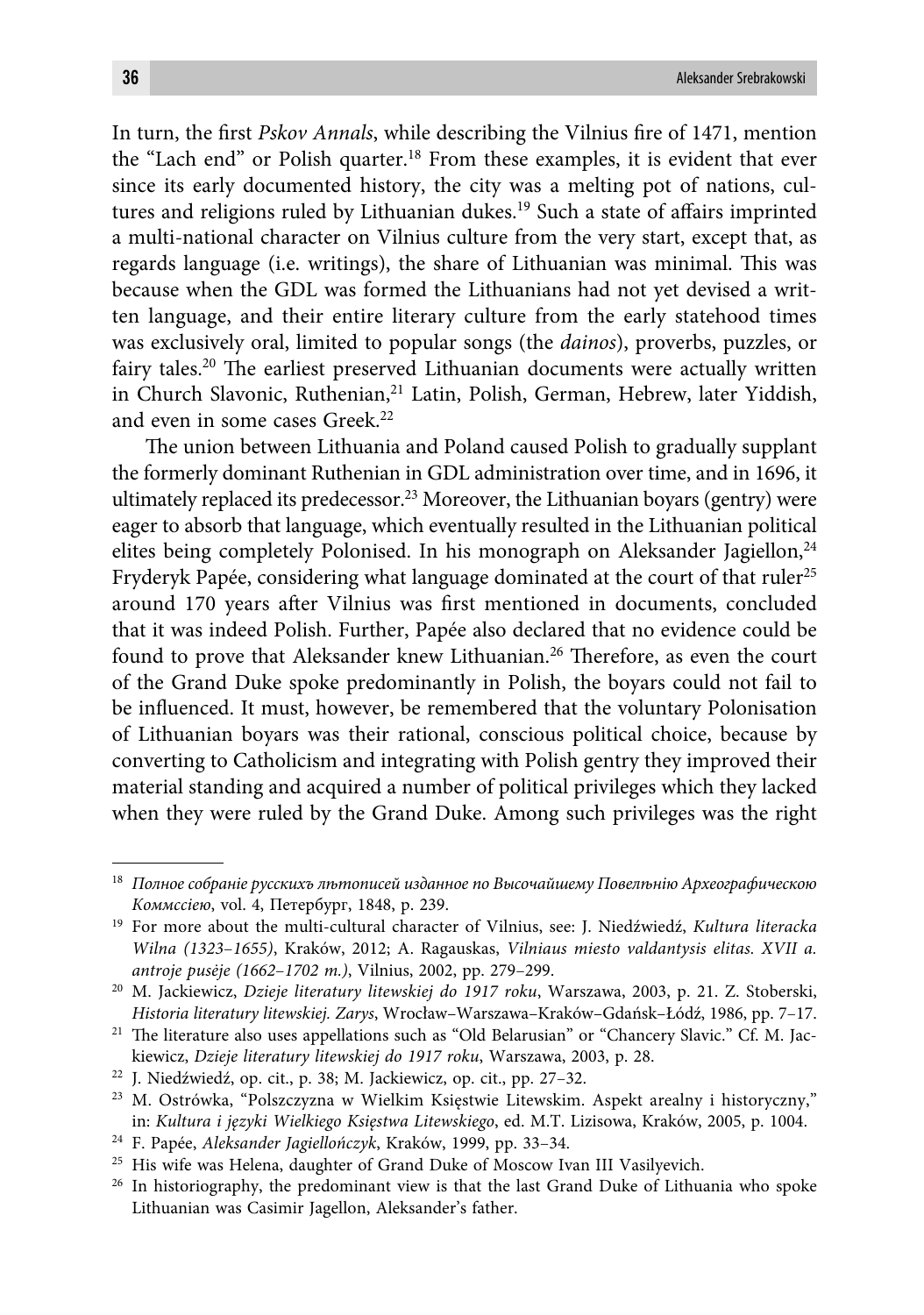In turn, the first *Pskov Annals*, while describing the Vilnius fire of 1471, mention the "Lach end" or Polish quarter.[18] From these examples, it is evident that ever since its early documented history, the city was a melting pot of nations, cultures and religions ruled by Lithuanian dukes.[19] Such a state of affairs imprinted a multi-national character on Vilnius culture from the very start, except that, as regards language (i.e. writings), the share of Lithuanian was minimal. This was because when the GDL was formed the Lithuanians had not yet devised a written language, and their entire literary culture from the early statehood times was exclusively oral, limited to popular songs (the *dainos*), proverbs, puzzles, or fairy tales.[20] The earliest preserved Lithuanian documents were actually written in Church Slavonic, Ruthenian,[21] Latin, Polish, German, Hebrew, later Yiddish, and even in some cases Greek.[22]

The union between Lithuania and Poland caused Polish to gradually supplant the formerly dominant Ruthenian in GDL administration over time, and in 1696, it ultimately replaced its predecessor.[23] Moreover, the Lithuanian boyars (gentry) were eager to absorb that language, which eventually resulted in the Lithuanian political elites being completely Polonised. In his monograph on Aleksander Jagiellon,[24] Fryderyk Papée, considering what language dominated at the court of that ruler[25] around 170 years after Vilnius was first mentioned in documents, concluded that it was indeed Polish. Further, Papée also declared that no evidence could be found to prove that Aleksander knew Lithuanian.[26] Therefore, as even the court of the Grand Duke spoke predominantly in Polish, the boyars could not fail to be influenced. It must, however, be remembered that the voluntary Polonisation of Lithuanian boyars was their rational, conscious political choice, because by converting to Catholicism and integrating with Polish gentry they improved their material standing and acquired a number of political privileges which they lacked when they were ruled by the Grand Duke. Among such privileges was the right

---

[18] *Полное собранiе русскихъ лѣтописей изданное по Высочайшему Повелѣнiю Археографическою Коммссiею*, vol. 4, Петербургъ, 1848, p. 239.

[19] For more about the multi-cultural character of Vilnius, see: J. Niedźwiedź, *Kultura literacka Wilna (1323–1655)*, Kraków, 2012; A. Ragauskas, *Vilniaus miesto valdantysis elitas. XVII a. antroje pusėje (1662–1702 m.)*, Vilnius, 2002, pp. 279–299.

[20] M. Jackiewicz, *Dzieje literatury litewskiej do 1917 roku*, Warszawa, 2003, p. 21. Z. Stoberski, *Historia literatury litewskiej. Zarys*, Wrocław–Warszawa–Kraków–Gdańsk–Łódź, 1986, pp. 7–17.

[21] The literature also uses appellations such as "Old Belarusian" or "Chancery Slavic." Cf. M. Jackiewicz, *Dzieje literatury litewskiej do 1917 roku*, Warszawa, 2003, p. 28.

[22] J. Niedźwiedź, op. cit., p. 38; M. Jackiewicz, op. cit., pp. 27–32.

[23] M. Ostrówka, "Polszczyzna w Wielkim Księstwie Litewskim. Aspekt arealny i historyczny," in: *Kultura i języki Wielkiego Księstwa Litewskiego*, ed. M.T. Lizisowa, Kraków, 2005, p. 1004.

[24] F. Papée, *Aleksander Jagiellończyk*, Kraków, 1999, pp. 33–34.

[25] His wife was Helena, daughter of Grand Duke of Moscow Ivan III Vasilyevich.

[26] In historiography, the predominant view is that the last Grand Duke of Lithuania who spoke Lithuanian was Casimir Jagellon, Aleksander's father.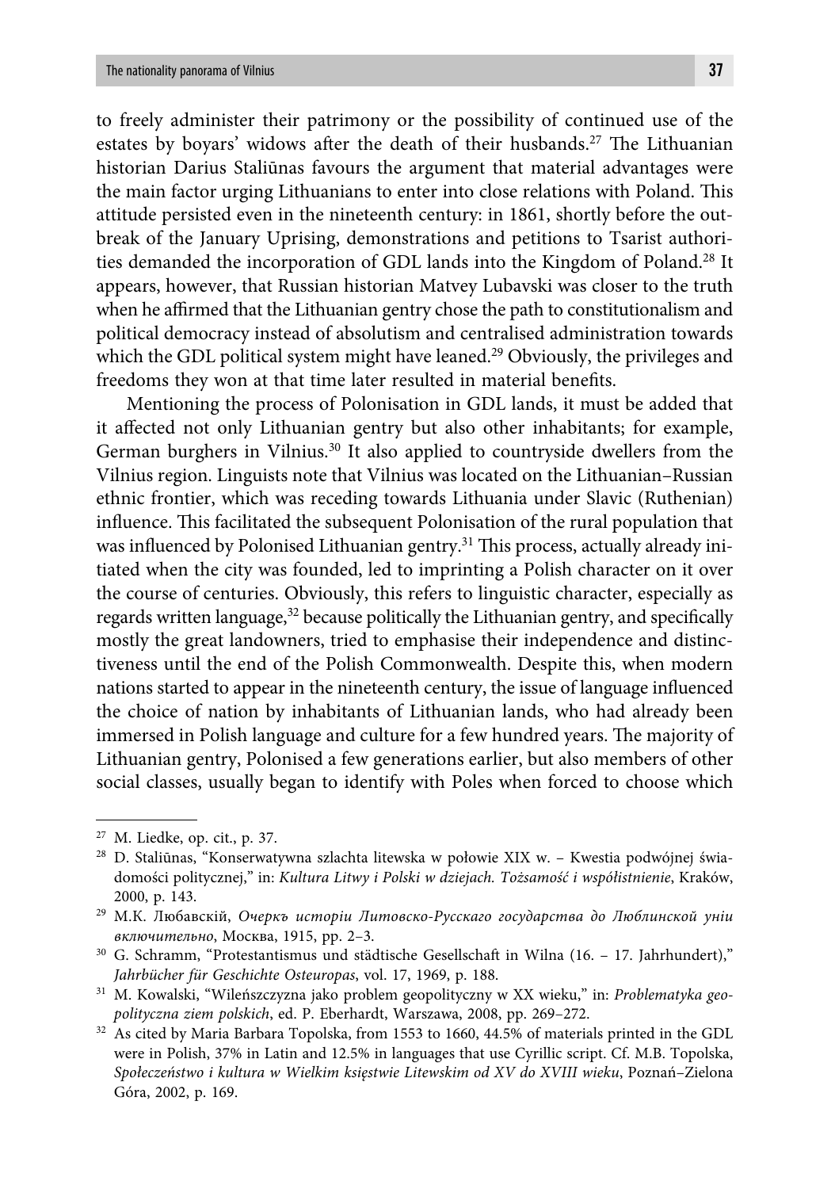to freely administer their patrimony or the possibility of continued use of the estates by boyars' widows after the death of their husbands.[27] The Lithuanian historian Darius Staliūnas favours the argument that material advantages were the main factor urging Lithuanians to enter into close relations with Poland. This attitude persisted even in the nineteenth century: in 1861, shortly before the outbreak of the January Uprising, demonstrations and petitions to Tsarist authorities demanded the incorporation of GDL lands into the Kingdom of Poland.[28] It appears, however, that Russian historian Matvey Lubavski was closer to the truth when he affirmed that the Lithuanian gentry chose the path to constitutionalism and political democracy instead of absolutism and centralised administration towards which the GDL political system might have leaned.[29] Obviously, the privileges and freedoms they won at that time later resulted in material benefits.

Mentioning the process of Polonisation in GDL lands, it must be added that it affected not only Lithuanian gentry but also other inhabitants; for example, German burghers in Vilnius.[30] It also applied to countryside dwellers from the Vilnius region. Linguists note that Vilnius was located on the Lithuanian–Russian ethnic frontier, which was receding towards Lithuania under Slavic (Ruthenian) influence. This facilitated the subsequent Polonisation of the rural population that was influenced by Polonised Lithuanian gentry.[31] This process, actually already initiated when the city was founded, led to imprinting a Polish character on it over the course of centuries. Obviously, this refers to linguistic character, especially as regards written language,[32] because politically the Lithuanian gentry, and specifically mostly the great landowners, tried to emphasise their independence and distinctiveness until the end of the Polish Commonwealth. Despite this, when modern nations started to appear in the nineteenth century, the issue of language influenced the choice of nation by inhabitants of Lithuanian lands, who had already been immersed in Polish language and culture for a few hundred years. The majority of Lithuanian gentry, Polonised a few generations earlier, but also members of other social classes, usually began to identify with Poles when forced to choose which

---

[27] M. Liedke, op. cit., p. 37.

[28] D. Staliūnas, "Konserwatywna szlachta litewska w połowie XIX w. – Kwestia podwójnej świadomości politycznej," in: *Kultura Litwy i Polski w dziejach. Tożsamość i współistnienie*, Kraków, 2000, p. 143.

[29] М.К. Любавскій, *Очеркъ исторіи Литовско-Русскаго государства до Люблинской уніи включительно*, Москва, 1915, pp. 2–3.

[30] G. Schramm, "Protestantismus und städtische Gesellschaft in Wilna (16. – 17. Jahrhundert)," *Jahrbücher für Geschichte Osteuropas*, vol. 17, 1969, p. 188.

[31] M. Kowalski, "Wileńszczyzna jako problem geopolityczny w XX wieku," in: *Problematyka geopolityczna ziem polskich*, ed. P. Eberhardt, Warszawa, 2008, pp. 269–272.

[32] As cited by Maria Barbara Topolska, from 1553 to 1660, 44.5% of materials printed in the GDL were in Polish, 37% in Latin and 12.5% in languages that use Cyrillic script. Cf. M.B. Topolska, *Społeczeństwo i kultura w Wielkim księstwie Litewskim od XV do XVIII wieku*, Poznań–Zielona Góra, 2002, p. 169.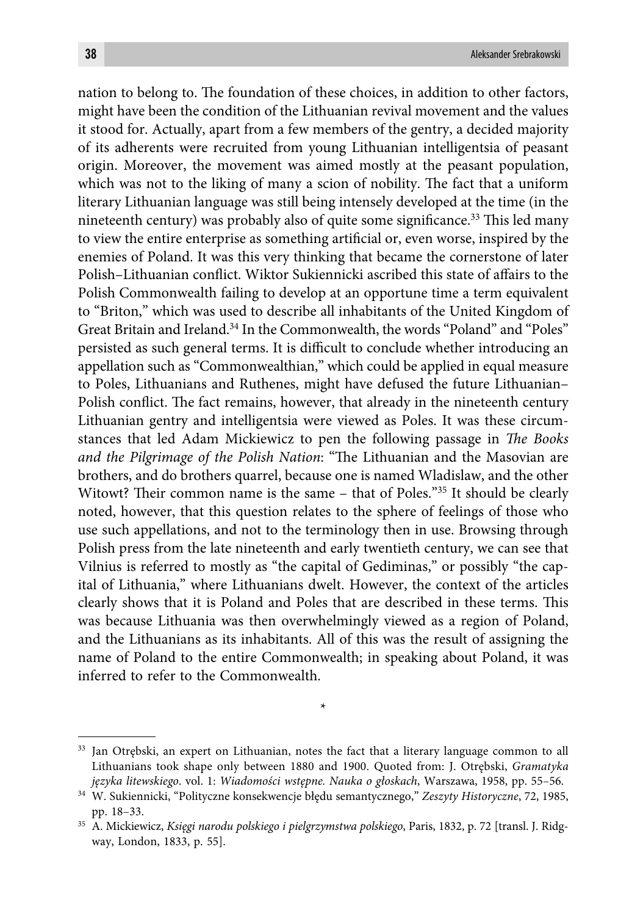nation to belong to. The foundation of these choices, in addition to other factors, might have been the condition of the Lithuanian revival movement and the values it stood for. Actually, apart from a few members of the gentry, a decided majority of its adherents were recruited from young Lithuanian intelligentsia of peasant origin. Moreover, the movement was aimed mostly at the peasant population, which was not to the liking of many a scion of nobility. The fact that a uniform literary Lithuanian language was still being intensely developed at the time (in the nineteenth century) was probably also of quite some significance.[33] This led many to view the entire enterprise as something artificial or, even worse, inspired by the enemies of Poland. It was this very thinking that became the cornerstone of later Polish–Lithuanian conflict. Wiktor Sukiennicki ascribed this state of affairs to the Polish Commonwealth failing to develop at an opportune time a term equivalent to "Briton," which was used to describe all inhabitants of the United Kingdom of Great Britain and Ireland.[34] In the Commonwealth, the words "Poland" and "Poles" persisted as such general terms. It is difficult to conclude whether introducing an appellation such as "Commonwealthian," which could be applied in equal measure to Poles, Lithuanians and Ruthenes, might have defused the future Lithuanian–Polish conflict. The fact remains, however, that already in the nineteenth century Lithuanian gentry and intelligentsia were viewed as Poles. It was these circumstances that led Adam Mickiewicz to pen the following passage in *The Books and the Pilgrimage of the Polish Nation*: "The Lithuanian and the Masovian are brothers, and do brothers quarrel, because one is named Wladislaw, and the other Witowt? Their common name is the same – that of Poles."[35] It should be clearly noted, however, that this question relates to the sphere of feelings of those who use such appellations, and not to the terminology then in use. Browsing through Polish press from the late nineteenth and early twentieth century, we can see that Vilnius is referred to mostly as "the capital of Gediminas," or possibly "the capital of Lithuania," where Lithuanians dwelt. However, the context of the articles clearly shows that it is Poland and Poles that are described in these terms. This was because Lithuania was then overwhelmingly viewed as a region of Poland, and the Lithuanians as its inhabitants. All of this was the result of assigning the name of Poland to the entire Commonwealth; in speaking about Poland, it was inferred to refer to the Commonwealth.

\*

---

[33] Jan Otrębski, an expert on Lithuanian, notes the fact that a literary language common to all Lithuanians took shape only between 1880 and 1900. Quoted from: J. Otrębski, *Gramatyka języka litewskiego*. vol. 1: *Wiadomości wstępne. Nauka o głoskach*, Warszawa, 1958, pp. 55–56.

[34] W. Sukiennicki, "Polityczne konsekwencje błędu semantycznego," *Zeszyty Historyczne*, 72, 1985, pp. 18–33.

[35] A. Mickiewicz, *Księgi narodu polskiego i pielgrzymstwa polskiego*, Paris, 1832, p. 72 [transl. J. Ridgway, London, 1833, p. 55].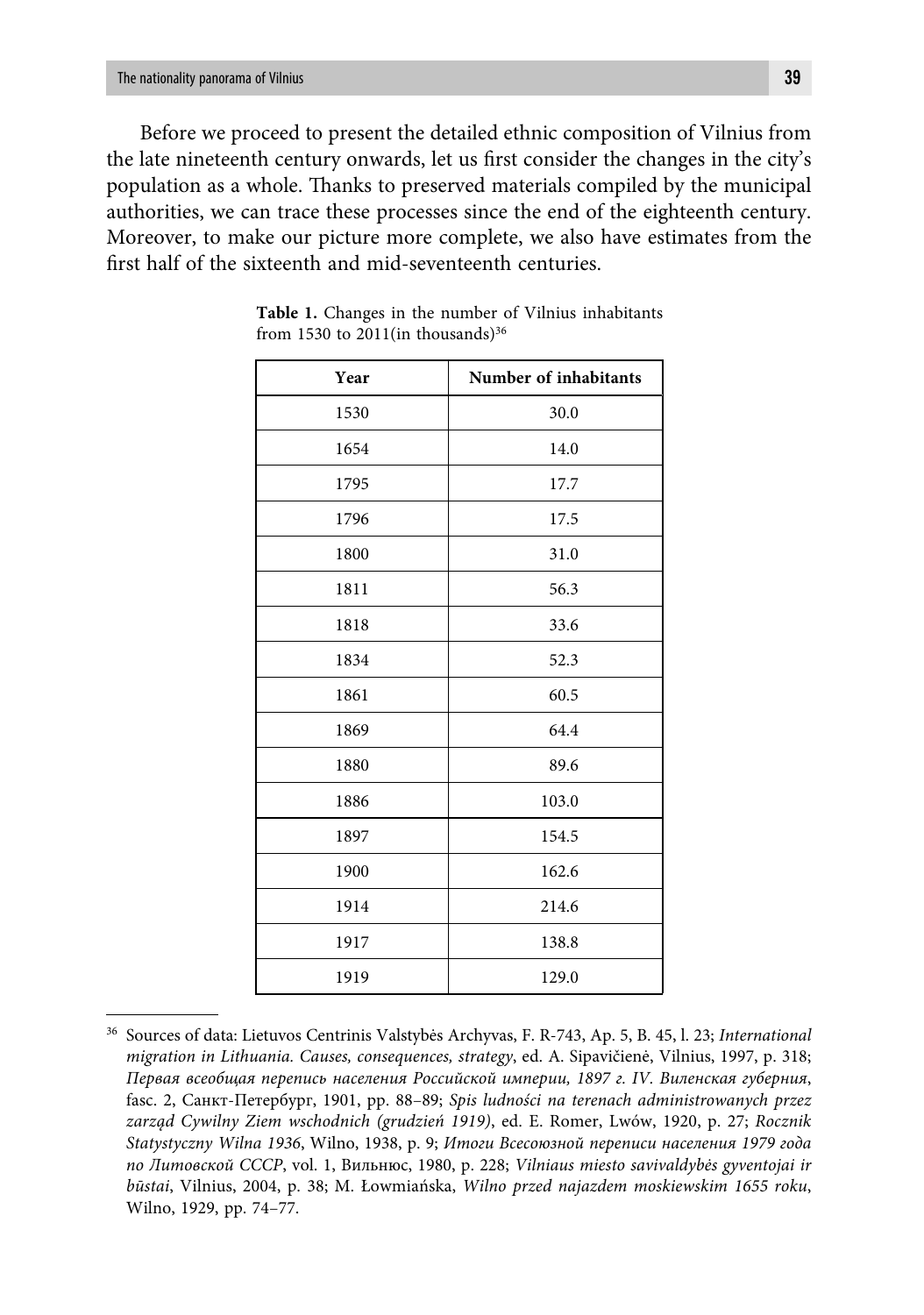Before we proceed to present the detailed ethnic composition of Vilnius from the late nineteenth century onwards, let us first consider the changes in the city's population as a whole. Thanks to preserved materials compiled by the municipal authorities, we can trace these processes since the end of the eighteenth century. Moreover, to make our picture more complete, we also have estimates from the first half of the sixteenth and mid-seventeenth centuries.

**Table 1.** Changes in the number of Vilnius inhabitants from 1530 to 2011(in thousands)[36]

| Year | Number of inhabitants |
|---|---|
| 1530 | 30.0 |
| 1654 | 14.0 |
| 1795 | 17.7 |
| 1796 | 17.5 |
| 1800 | 31.0 |
| 1811 | 56.3 |
| 1818 | 33.6 |
| 1834 | 52.3 |
| 1861 | 60.5 |
| 1869 | 64.4 |
| 1880 | 89.6 |
| 1886 | 103.0 |
| 1897 | 154.5 |
| 1900 | 162.6 |
| 1914 | 214.6 |
| 1917 | 138.8 |
| 1919 | 129.0 |

[36] Sources of data: Lietuvos Centrinis Valstybės Archyvas, F. R-743, Ap. 5, B. 45, l. 23; *International migration in Lithuania. Causes, consequences, strategy*, ed. A. Sipavičienė, Vilnius, 1997, p. 318; *Первая всеобщая перепись населения Российской империи, 1897 г. IV. Виленская губерния*, fasc. 2, Санкт-Петербург, 1901, pp. 88–89; *Spis ludności na terenach administrowanych przez zarząd Cywilny Ziem wschodnich (grudzień 1919)*, ed. E. Romer, Lwów, 1920, p. 27; *Rocznik Statystyczny Wilna 1936*, Wilno, 1938, p. 9; *Итоги Всесоюзной переписи населения 1979 года по Литовской ССР*, vol. 1, Вильнюс, 1980, p. 228; *Vilniaus miesto savivaldybės gyventojai ir būstai*, Vilnius, 2004, p. 38; M. Łowmiańska, *Wilno przed najazdem moskiewskim 1655 roku*, Wilno, 1929, pp. 74–77.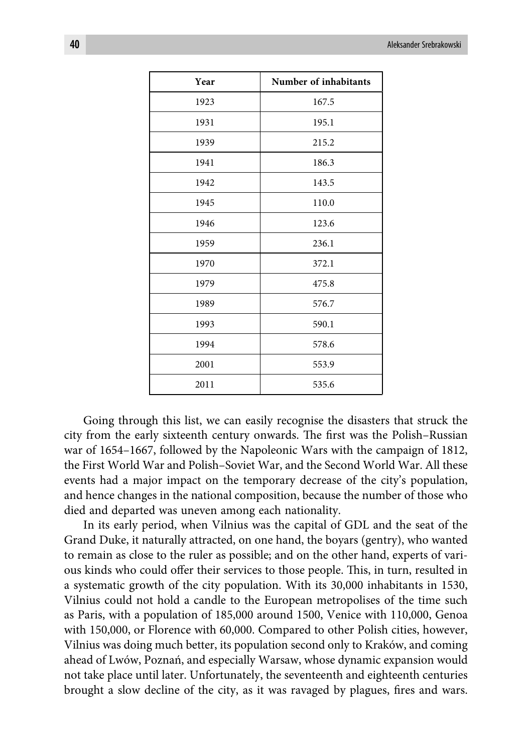| Year | Number of inhabitants |
|---|---|
| 1923 | 167.5 |
| 1931 | 195.1 |
| 1939 | 215.2 |
| 1941 | 186.3 |
| 1942 | 143.5 |
| 1945 | 110.0 |
| 1946 | 123.6 |
| 1959 | 236.1 |
| 1970 | 372.1 |
| 1979 | 475.8 |
| 1989 | 576.7 |
| 1993 | 590.1 |
| 1994 | 578.6 |
| 2001 | 553.9 |
| 2011 | 535.6 |

Going through this list, we can easily recognise the disasters that struck the city from the early sixteenth century onwards. The first was the Polish–Russian war of 1654–1667, followed by the Napoleonic Wars with the campaign of 1812, the First World War and Polish–Soviet War, and the Second World War. All these events had a major impact on the temporary decrease of the city's population, and hence changes in the national composition, because the number of those who died and departed was uneven among each nationality.

In its early period, when Vilnius was the capital of GDL and the seat of the Grand Duke, it naturally attracted, on one hand, the boyars (gentry), who wanted to remain as close to the ruler as possible; and on the other hand, experts of various kinds who could offer their services to those people. This, in turn, resulted in a systematic growth of the city population. With its 30,000 inhabitants in 1530, Vilnius could not hold a candle to the European metropolises of the time such as Paris, with a population of 185,000 around 1500, Venice with 110,000, Genoa with 150,000, or Florence with 60,000. Compared to other Polish cities, however, Vilnius was doing much better, its population second only to Kraków, and coming ahead of Lwów, Poznań, and especially Warsaw, whose dynamic expansion would not take place until later. Unfortunately, the seventeenth and eighteenth centuries brought a slow decline of the city, as it was ravaged by plagues, fires and wars.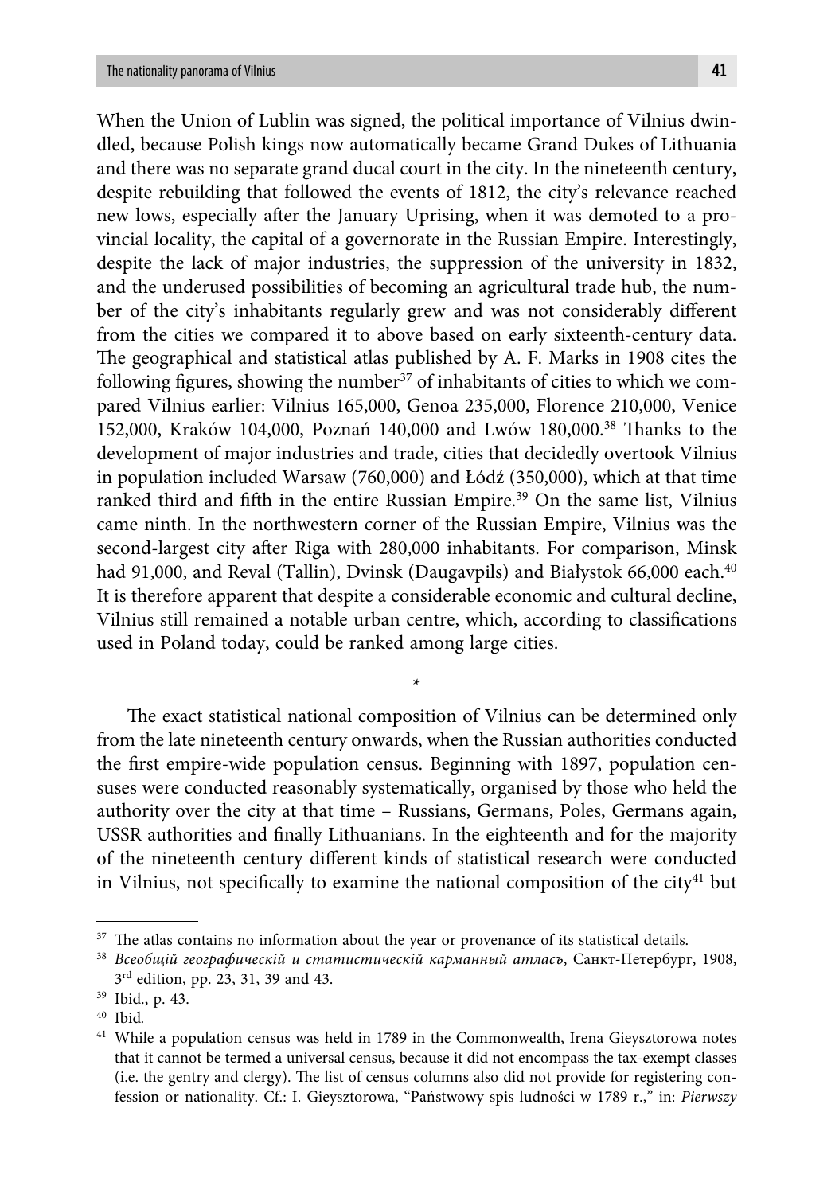When the Union of Lublin was signed, the political importance of Vilnius dwindled, because Polish kings now automatically became Grand Dukes of Lithuania and there was no separate grand ducal court in the city. In the nineteenth century, despite rebuilding that followed the events of 1812, the city's relevance reached new lows, especially after the January Uprising, when it was demoted to a provincial locality, the capital of a governorate in the Russian Empire. Interestingly, despite the lack of major industries, the suppression of the university in 1832, and the underused possibilities of becoming an agricultural trade hub, the number of the city's inhabitants regularly grew and was not considerably different from the cities we compared it to above based on early sixteenth-century data. The geographical and statistical atlas published by A. F. Marks in 1908 cites the following figures, showing the number[37] of inhabitants of cities to which we compared Vilnius earlier: Vilnius 165,000, Genoa 235,000, Florence 210,000, Venice 152,000, Kraków 104,000, Poznań 140,000 and Lwów 180,000.[38] Thanks to the development of major industries and trade, cities that decidedly overtook Vilnius in population included Warsaw (760,000) and Łódź (350,000), which at that time ranked third and fifth in the entire Russian Empire.[39] On the same list, Vilnius came ninth. In the northwestern corner of the Russian Empire, Vilnius was the second-largest city after Riga with 280,000 inhabitants. For comparison, Minsk had 91,000, and Reval (Tallin), Dvinsk (Daugavpils) and Białystok 66,000 each.[40] It is therefore apparent that despite a considerable economic and cultural decline, Vilnius still remained a notable urban centre, which, according to classifications used in Poland today, could be ranked among large cities.

*

The exact statistical national composition of Vilnius can be determined only from the late nineteenth century onwards, when the Russian authorities conducted the first empire-wide population census. Beginning with 1897, population censuses were conducted reasonably systematically, organised by those who held the authority over the city at that time – Russians, Germans, Poles, Germans again, USSR authorities and finally Lithuanians. In the eighteenth and for the majority of the nineteenth century different kinds of statistical research were conducted in Vilnius, not specifically to examine the national composition of the city[41] but

---

[37] The atlas contains no information about the year or provenance of its statistical details.

[38] *Всеобщій географическій и статистическій карманный атласъ*, Санкт-Петербург, 1908, 3rd edition, pp. 23, 31, 39 and 43.

[39] Ibid., p. 43.

[40] Ibid.

[41] While a population census was held in 1789 in the Commonwealth, Irena Gieysztorowa notes that it cannot be termed a universal census, because it did not encompass the tax-exempt classes (i.e. the gentry and clergy). The list of census columns also did not provide for registering confession or nationality. Cf.: I. Gieysztorowa, "Państwowy spis ludności w 1789 r.," in: *Pierwszy*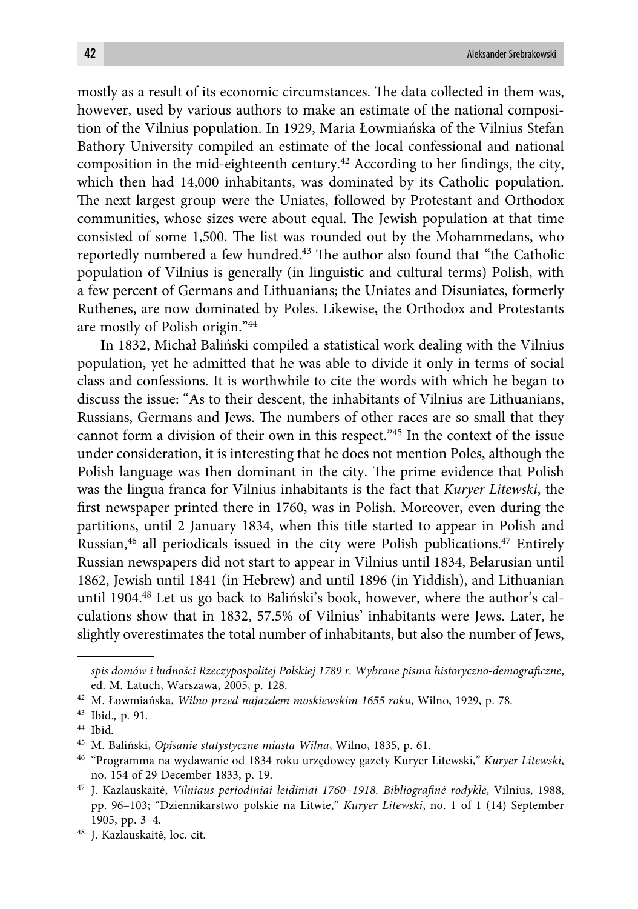mostly as a result of its economic circumstances. The data collected in them was, however, used by various authors to make an estimate of the national composition of the Vilnius population. In 1929, Maria Łowmiańska of the Vilnius Stefan Bathory University compiled an estimate of the local confessional and national composition in the mid-eighteenth century.[42] According to her findings, the city, which then had 14,000 inhabitants, was dominated by its Catholic population. The next largest group were the Uniates, followed by Protestant and Orthodox communities, whose sizes were about equal. The Jewish population at that time consisted of some 1,500. The list was rounded out by the Mohammedans, who reportedly numbered a few hundred.[43] The author also found that "the Catholic population of Vilnius is generally (in linguistic and cultural terms) Polish, with a few percent of Germans and Lithuanians; the Uniates and Disuniates, formerly Ruthenes, are now dominated by Poles. Likewise, the Orthodox and Protestants are mostly of Polish origin."[44]

In 1832, Michał Baliński compiled a statistical work dealing with the Vilnius population, yet he admitted that he was able to divide it only in terms of social class and confessions. It is worthwhile to cite the words with which he began to discuss the issue: "As to their descent, the inhabitants of Vilnius are Lithuanians, Russians, Germans and Jews. The numbers of other races are so small that they cannot form a division of their own in this respect."[45] In the context of the issue under consideration, it is interesting that he does not mention Poles, although the Polish language was then dominant in the city. The prime evidence that Polish was the lingua franca for Vilnius inhabitants is the fact that *Kuryer Litewski*, the first newspaper printed there in 1760, was in Polish. Moreover, even during the partitions, until 2 January 1834, when this title started to appear in Polish and Russian,[46] all periodicals issued in the city were Polish publications.[47] Entirely Russian newspapers did not start to appear in Vilnius until 1834, Belarusian until 1862, Jewish until 1841 (in Hebrew) and until 1896 (in Yiddish), and Lithuanian until 1904.[48] Let us go back to Baliński's book, however, where the author's calculations show that in 1832, 57.5% of Vilnius' inhabitants were Jews. Later, he slightly overestimates the total number of inhabitants, but also the number of Jews,

---

*spis domów i ludności Rzeczypospolitej Polskiej 1789 r. Wybrane pisma historyczno-demograficzne*, ed. M. Latuch, Warszawa, 2005, p. 128.

[42] M. Łowmiańska, *Wilno przed najazdem moskiewskim 1655 roku*, Wilno, 1929, p. 78.

[43] Ibid., p. 91.

[44] Ibid.

[45] M. Baliński, *Opisanie statystyczne miasta Wilna*, Wilno, 1835, p. 61.

[46] "Programma na wydawanie od 1834 roku urzędowey gazety Kuryer Litewski," *Kuryer Litewski*, no. 154 of 29 December 1833, p. 19.

[47] J. Kazlauskaitė, *Vilniaus periodiniai leidiniai 1760–1918. Bibliografinė rodyklė*, Vilnius, 1988, pp. 96–103; "Dziennikarstwo polskie na Litwie," *Kuryer Litewski*, no. 1 of 1 (14) September 1905, pp. 3–4.

[48] J. Kazlauskaitė, loc. cit.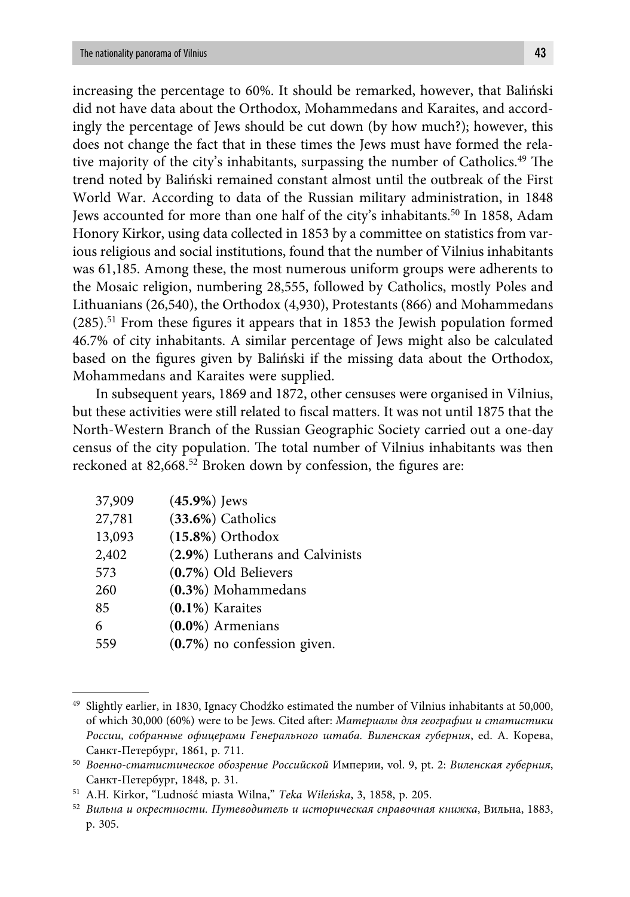increasing the percentage to 60%. It should be remarked, however, that Baliński did not have data about the Orthodox, Mohammedans and Karaites, and accordingly the percentage of Jews should be cut down (by how much?); however, this does not change the fact that in these times the Jews must have formed the relative majority of the city's inhabitants, surpassing the number of Catholics.[49] The trend noted by Baliński remained constant almost until the outbreak of the First World War. According to data of the Russian military administration, in 1848 Jews accounted for more than one half of the city's inhabitants.[50] In 1858, Adam Honory Kirkor, using data collected in 1853 by a committee on statistics from various religious and social institutions, found that the number of Vilnius inhabitants was 61,185. Among these, the most numerous uniform groups were adherents to the Mosaic religion, numbering 28,555, followed by Catholics, mostly Poles and Lithuanians (26,540), the Orthodox (4,930), Protestants (866) and Mohammedans (285).[51] From these figures it appears that in 1853 the Jewish population formed 46.7% of city inhabitants. A similar percentage of Jews might also be calculated based on the figures given by Baliński if the missing data about the Orthodox, Mohammedans and Karaites were supplied.

In subsequent years, 1869 and 1872, other censuses were organised in Vilnius, but these activities were still related to fiscal matters. It was not until 1875 that the North-Western Branch of the Russian Geographic Society carried out a one-day census of the city population. The total number of Vilnius inhabitants was then reckoned at 82,668.[52] Broken down by confession, the figures are:

| | |
|---|---|
| 37,909 | (**45.9%**) Jews |
| 27,781 | (**33.6%**) Catholics |
| 13,093 | (**15.8%**) Orthodox |
| 2,402 | (**2.9%**) Lutherans and Calvinists |
| 573 | (**0.7%**) Old Believers |
| 260 | (**0.3%**) Mohammedans |
| 85 | (**0.1%**) Karaites |
| 6 | (**0.0%**) Armenians |
| 559 | (**0.7%**) no confession given. |

---

[49] Slightly earlier, in 1830, Ignacy Chodźko estimated the number of Vilnius inhabitants at 50,000, of which 30,000 (60%) were to be Jews. Cited after: *Материалы для географии и статистики России, собранные офицерами Генерального штаба. Виленская губерния*, ed. А. Корева, Санкт-Петербург, 1861, p. 711.

[50] *Военно-статистическое обозрение Российской* Империи, vol. 9, pt. 2: *Виленская губерния*, Санкт-Петербург, 1848, p. 31.

[51] A.H. Kirkor, "Ludność miasta Wilna," *Teka Wileńska*, 3, 1858, p. 205.

[52] *Вильна и окрестности. Путеводитель и историческая справочная книжка*, Вильна, 1883, p. 305.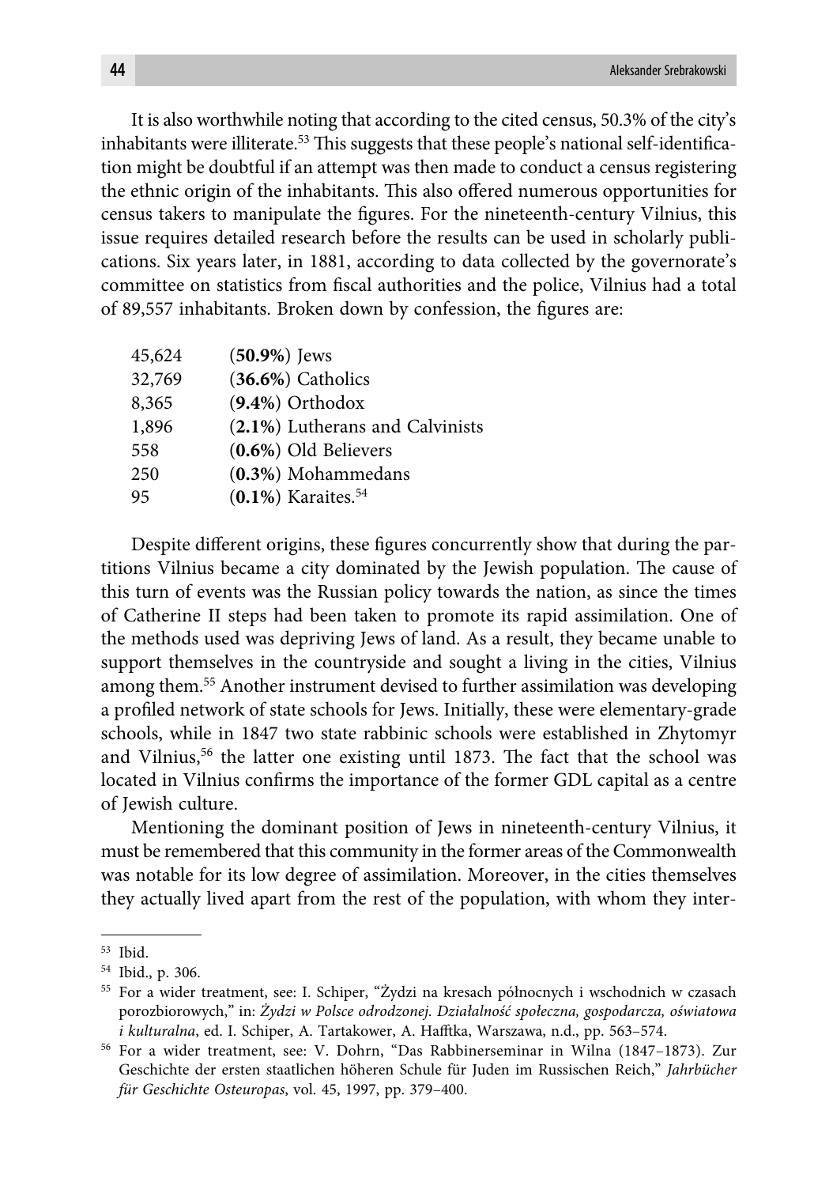It is also worthwhile noting that according to the cited census, 50.3% of the city's inhabitants were illiterate.[53] This suggests that these people's national self-identification might be doubtful if an attempt was then made to conduct a census registering the ethnic origin of the inhabitants. This also offered numerous opportunities for census takers to manipulate the figures. For the nineteenth-century Vilnius, this issue requires detailed research before the results can be used in scholarly publications. Six years later, in 1881, according to data collected by the governorate's committee on statistics from fiscal authorities and the police, Vilnius had a total of 89,557 inhabitants. Broken down by confession, the figures are:

| | |
|---|---|
| 45,624 | (**50.9%**) Jews |
| 32,769 | (**36.6%**) Catholics |
| 8,365 | (**9.4%**) Orthodox |
| 1,896 | (**2.1%**) Lutherans and Calvinists |
| 558 | (**0.6%**) Old Believers |
| 250 | (**0.3%**) Mohammedans |
| 95 | (**0.1%**) Karaites.[54] |

Despite different origins, these figures concurrently show that during the partitions Vilnius became a city dominated by the Jewish population. The cause of this turn of events was the Russian policy towards the nation, as since the times of Catherine II steps had been taken to promote its rapid assimilation. One of the methods used was depriving Jews of land. As a result, they became unable to support themselves in the countryside and sought a living in the cities, Vilnius among them.[55] Another instrument devised to further assimilation was developing a profiled network of state schools for Jews. Initially, these were elementary-grade schools, while in 1847 two state rabbinic schools were established in Zhytomyr and Vilnius,[56] the latter one existing until 1873. The fact that the school was located in Vilnius confirms the importance of the former GDL capital as a centre of Jewish culture.

Mentioning the dominant position of Jews in nineteenth-century Vilnius, it must be remembered that this community in the former areas of the Commonwealth was notable for its low degree of assimilation. Moreover, in the cities themselves they actually lived apart from the rest of the population, with whom they inter-

---

[53] Ibid.

[54] Ibid., p. 306.

[55] For a wider treatment, see: I. Schiper, "Żydzi na kresach północnych i wschodnich w czasach porozbiorowych," in: *Żydzi w Polsce odrodzonej. Działalność społeczna, gospodarcza, oświatowa i kulturalna*, ed. I. Schiper, A. Tartakower, A. Hafftka, Warszawa, n.d., pp. 563–574.

[56] For a wider treatment, see: V. Dohrn, "Das Rabbinerseminar in Wilna (1847–1873). Zur Geschichte der ersten staatlichen höheren Schule für Juden im Russischen Reich," *Jahrbücher für Geschichte Osteuropas*, vol. 45, 1997, pp. 379–400.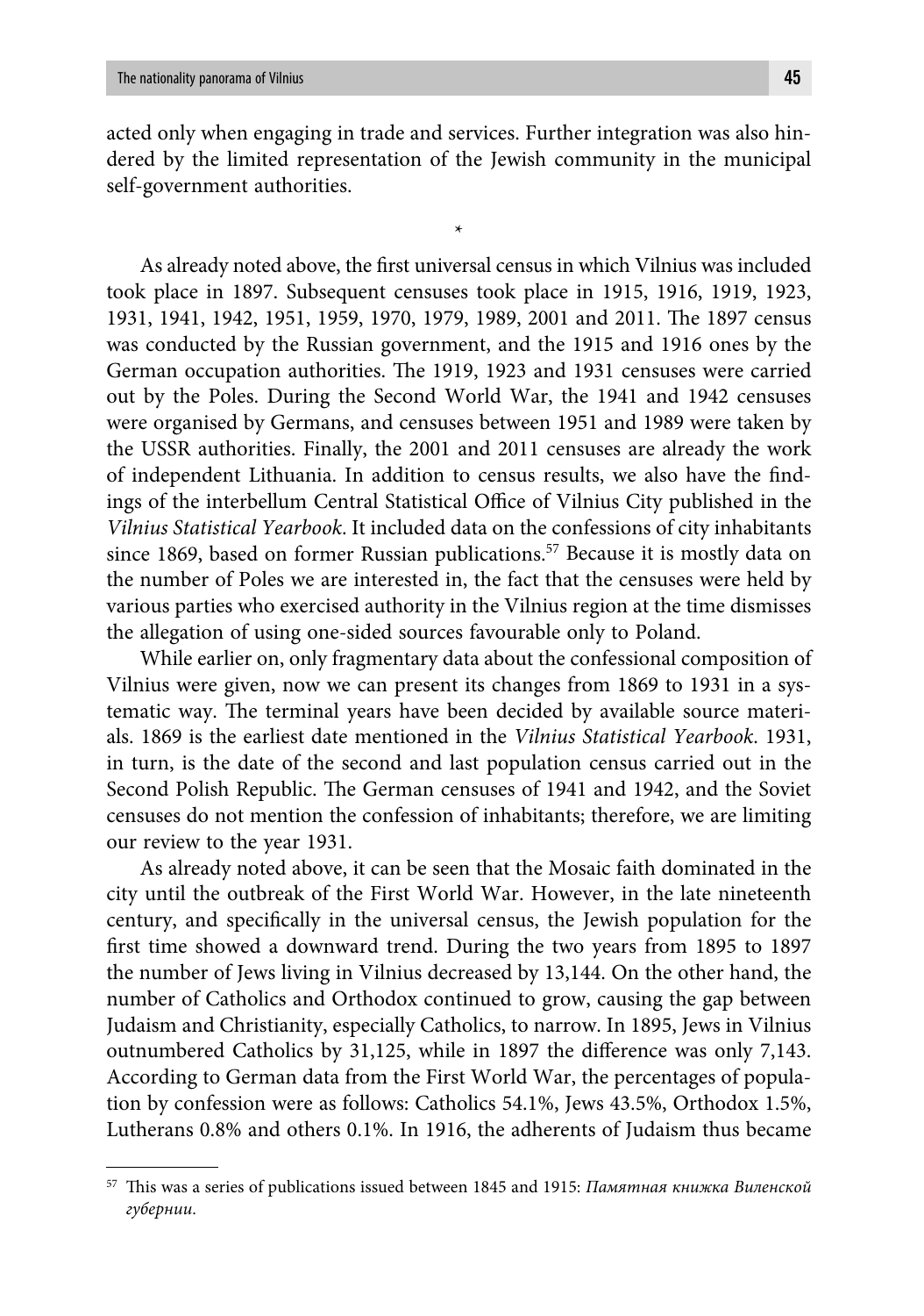acted only when engaging in trade and services. Further integration was also hindered by the limited representation of the Jewish community in the municipal self-government authorities.

*

As already noted above, the first universal census in which Vilnius was included took place in 1897. Subsequent censuses took place in 1915, 1916, 1919, 1923, 1931, 1941, 1942, 1951, 1959, 1970, 1979, 1989, 2001 and 2011. The 1897 census was conducted by the Russian government, and the 1915 and 1916 ones by the German occupation authorities. The 1919, 1923 and 1931 censuses were carried out by the Poles. During the Second World War, the 1941 and 1942 censuses were organised by Germans, and censuses between 1951 and 1989 were taken by the USSR authorities. Finally, the 2001 and 2011 censuses are already the work of independent Lithuania. In addition to census results, we also have the findings of the interbellum Central Statistical Office of Vilnius City published in the *Vilnius Statistical Yearbook*. It included data on the confessions of city inhabitants since 1869, based on former Russian publications.[57] Because it is mostly data on the number of Poles we are interested in, the fact that the censuses were held by various parties who exercised authority in the Vilnius region at the time dismisses the allegation of using one-sided sources favourable only to Poland.

While earlier on, only fragmentary data about the confessional composition of Vilnius were given, now we can present its changes from 1869 to 1931 in a systematic way. The terminal years have been decided by available source materials. 1869 is the earliest date mentioned in the *Vilnius Statistical Yearbook*. 1931, in turn, is the date of the second and last population census carried out in the Second Polish Republic. The German censuses of 1941 and 1942, and the Soviet censuses do not mention the confession of inhabitants; therefore, we are limiting our review to the year 1931.

As already noted above, it can be seen that the Mosaic faith dominated in the city until the outbreak of the First World War. However, in the late nineteenth century, and specifically in the universal census, the Jewish population for the first time showed a downward trend. During the two years from 1895 to 1897 the number of Jews living in Vilnius decreased by 13,144. On the other hand, the number of Catholics and Orthodox continued to grow, causing the gap between Judaism and Christianity, especially Catholics, to narrow. In 1895, Jews in Vilnius outnumbered Catholics by 31,125, while in 1897 the difference was only 7,143. According to German data from the First World War, the percentages of population by confession were as follows: Catholics 54.1%, Jews 43.5%, Orthodox 1.5%, Lutherans 0.8% and others 0.1%. In 1916, the adherents of Judaism thus became

---

[57] This was a series of publications issued between 1845 and 1915: *Памятная книжка Виленской губернии*.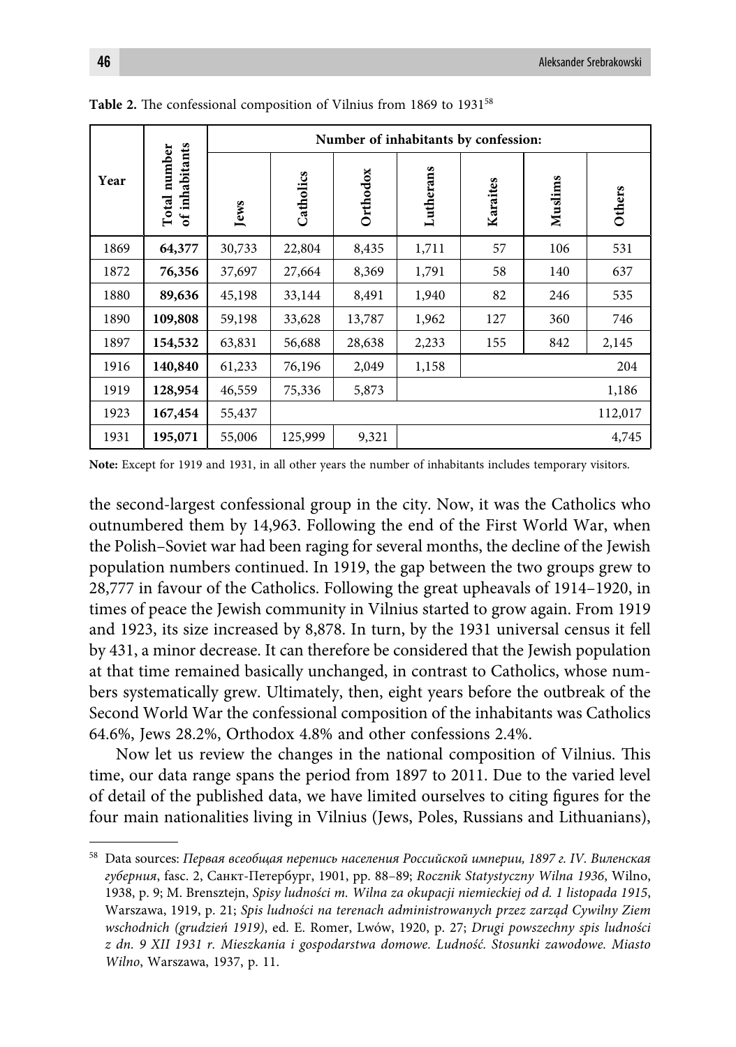**Table 2.** The confessional composition of Vilnius from 1869 to 1931[58]

| Year | Total number of inhabitants | Number of inhabitants by confession: | | | | | | |
|---|---|---|---|---|---|---|---|---|
| | | Jews | Catholics | Orthodox | Lutherans | Karaites | Muslims | Others |
| 1869 | **64,377** | 30,733 | 22,804 | 8,435 | 1,711 | 57 | 106 | 531 |
| 1872 | **76,356** | 37,697 | 27,664 | 8,369 | 1,791 | 58 | 140 | 637 |
| 1880 | **89,636** | 45,198 | 33,144 | 8,491 | 1,940 | 82 | 246 | 535 |
| 1890 | **109,808** | 59,198 | 33,628 | 13,787 | 1,962 | 127 | 360 | 746 |
| 1897 | **154,532** | 63,831 | 56,688 | 28,638 | 2,233 | 155 | 842 | 2,145 |
| 1916 | **140,840** | 61,233 | 76,196 | 2,049 | 1,158 | | | 204 |
| 1919 | **128,954** | 46,559 | 75,336 | 5,873 | | | | 1,186 |
| 1923 | **167,454** | 55,437 | | | | | | 112,017 |
| 1931 | **195,071** | 55,006 | 125,999 | 9,321 | | | | 4,745 |

**Note:** Except for 1919 and 1931, in all other years the number of inhabitants includes temporary visitors.

the second-largest confessional group in the city. Now, it was the Catholics who outnumbered them by 14,963. Following the end of the First World War, when the Polish–Soviet war had been raging for several months, the decline of the Jewish population numbers continued. In 1919, the gap between the two groups grew to 28,777 in favour of the Catholics. Following the great upheavals of 1914–1920, in times of peace the Jewish community in Vilnius started to grow again. From 1919 and 1923, its size increased by 8,878. In turn, by the 1931 universal census it fell by 431, a minor decrease. It can therefore be considered that the Jewish population at that time remained basically unchanged, in contrast to Catholics, whose numbers systematically grew. Ultimately, then, eight years before the outbreak of the Second World War the confessional composition of the inhabitants was Catholics 64.6%, Jews 28.2%, Orthodox 4.8% and other confessions 2.4%.

Now let us review the changes in the national composition of Vilnius. This time, our data range spans the period from 1897 to 2011. Due to the varied level of detail of the published data, we have limited ourselves to citing figures for the four main nationalities living in Vilnius (Jews, Poles, Russians and Lithuanians),

---

[58] Data sources: *Первая всеобщая перепись населения Российской империи, 1897 г. IV. Виленская губерния*, fasc. 2, Санкт-Петербург, 1901, pp. 88–89; *Rocznik Statystyczny Wilna 1936*, Wilno, 1938, p. 9; M. Brensztejn, *Spisy ludności m. Wilna za okupacji niemieckiej od d. 1 listopada 1915*, Warszawa, 1919, p. 21; *Spis ludności na terenach administrowanych przez zarząd Cywilny Ziem wschodnich (grudzień 1919)*, ed. E. Romer, Lwów, 1920, p. 27; *Drugi powszechny spis ludności z dn. 9 XII 1931 r. Mieszkania i gospodarstwa domowe. Ludność. Stosunki zawodowe. Miasto Wilno*, Warszawa, 1937, p. 11.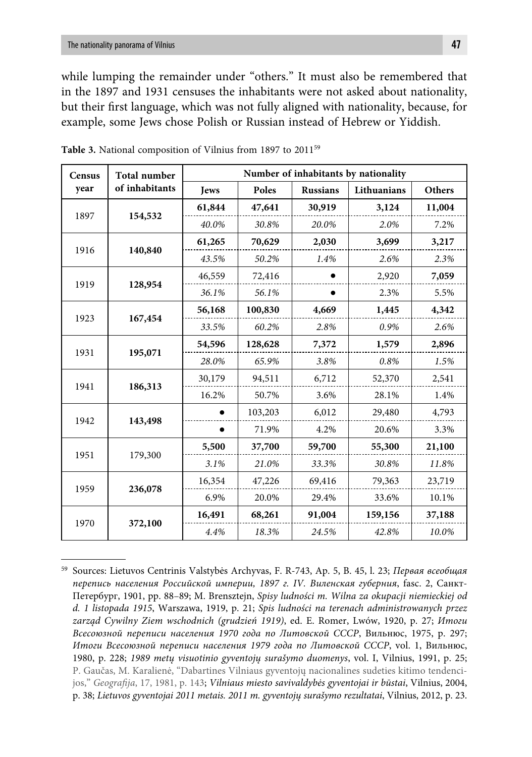while lumping the remainder under "others." It must also be remembered that in the 1897 and 1931 censuses the inhabitants were not asked about nationality, but their first language, which was not fully aligned with nationality, because, for example, some Jews chose Polish or Russian instead of Hebrew or Yiddish.

**Table 3.** National composition of Vilnius from 1897 to 2011[59]

| Census year | Total number of inhabitants | Number of inhabitants by nationality | | | | |
|---|---|---|---|---|---|---|
| | | Jews | Poles | Russians | Lithuanians | Others |
| 1897 | **154,532** | **61,844** | **47,641** | **30,919** | **3,124** | **11,004** |
| | | *40.0%* | *30.8%* | *20.0%* | *2.0%* | 7.2% |
| 1916 | **140,840** | **61,265** | **70,629** | **2,030** | **3,699** | **3,217** |
| | | *43.5%* | *50.2%* | *1.4%* | *2.6%* | *2.3%* |
| 1919 | **128,954** | 46,559 | 72,416 | ● | 2,920 | **7,059** |
| | | *36.1%* | *56.1%* | ● | 2.3% | 5.5% |
| 1923 | **167,454** | **56,168** | **100,830** | **4,669** | **1,445** | **4,342** |
| | | *33.5%* | *60.2%* | *2.8%* | *0.9%* | *2.6%* |
| 1931 | **195,071** | **54,596** | **128,628** | **7,372** | **1,579** | **2,896** |
| | | *28.0%* | *65.9%* | *3.8%* | *0.8%* | *1.5%* |
| 1941 | **186,313** | 30,179 | 94,511 | 6,712 | 52,370 | 2,541 |
| | | 16.2% | 50.7% | 3.6% | 28.1% | 1.4% |
| 1942 | **143,498** | ● | 103,203 | 6,012 | 29,480 | 4,793 |
| | | ● | 71.9% | 4.2% | 20.6% | 3.3% |
| 1951 | 179,300 | **5,500** | **37,700** | **59,700** | **55,300** | **21,100** |
| | | *3.1%* | *21.0%* | *33.3%* | *30.8%* | *11.8%* |
| 1959 | **236,078** | 16,354 | 47,226 | 69,416 | 79,363 | 23,719 |
| | | 6.9% | 20.0% | 29.4% | 33.6% | 10.1% |
| 1970 | **372,100** | **16,491** | **68,261** | **91,004** | **159,156** | **37,188** |
| | | *4.4%* | *18.3%* | *24.5%* | *42.8%* | *10.0%* |

[59] Sources: Lietuvos Centrinis Valstybės Archyvas, F. R-743, Ap. 5, B. 45, l. 23; *Первая всеобщая перепись населения Российской империи, 1897 г. IV. Виленская губерния*, fasc. 2, Санкт-Петербург, 1901, pp. 88–89; M. Brensztejn, *Spisy ludności m. Wilna za okupacji niemieckiej od d. 1 listopada 1915*, Warszawa, 1919, p. 21; *Spis ludności na terenach administrowanych przez zarząd Cywilny Ziem wschodnich (grudzień 1919)*, ed. E. Romer, Lwów, 1920, p. 27; *Итоги Всесоюзной переписи населения 1970 года по Литовской ССР*, Вильнюс, 1975, p. 297; *Итоги Всесоюзной переписи населения 1979 года по Литовской ССР*, vol. 1, Вильнюс, 1980, p. 228; *1989 metų visuotinio gyventojų surašymo duomenys*, vol. I, Vilnius, 1991, p. 25; P. Gaučas, M. Karalienė, "Dabartines Vilniaus gyventojų nacionalines sudeties kitimo tendencijos," *Geografija*, 17, 1981, p. 143; *Vilniaus miesto savivaldybės gyventojai ir būstai*, Vilnius, 2004, p. 38; *Lietuvos gyventojai 2011 metais. 2011 m. gyventojų surašymo rezultatai*, Vilnius, 2012, p. 23.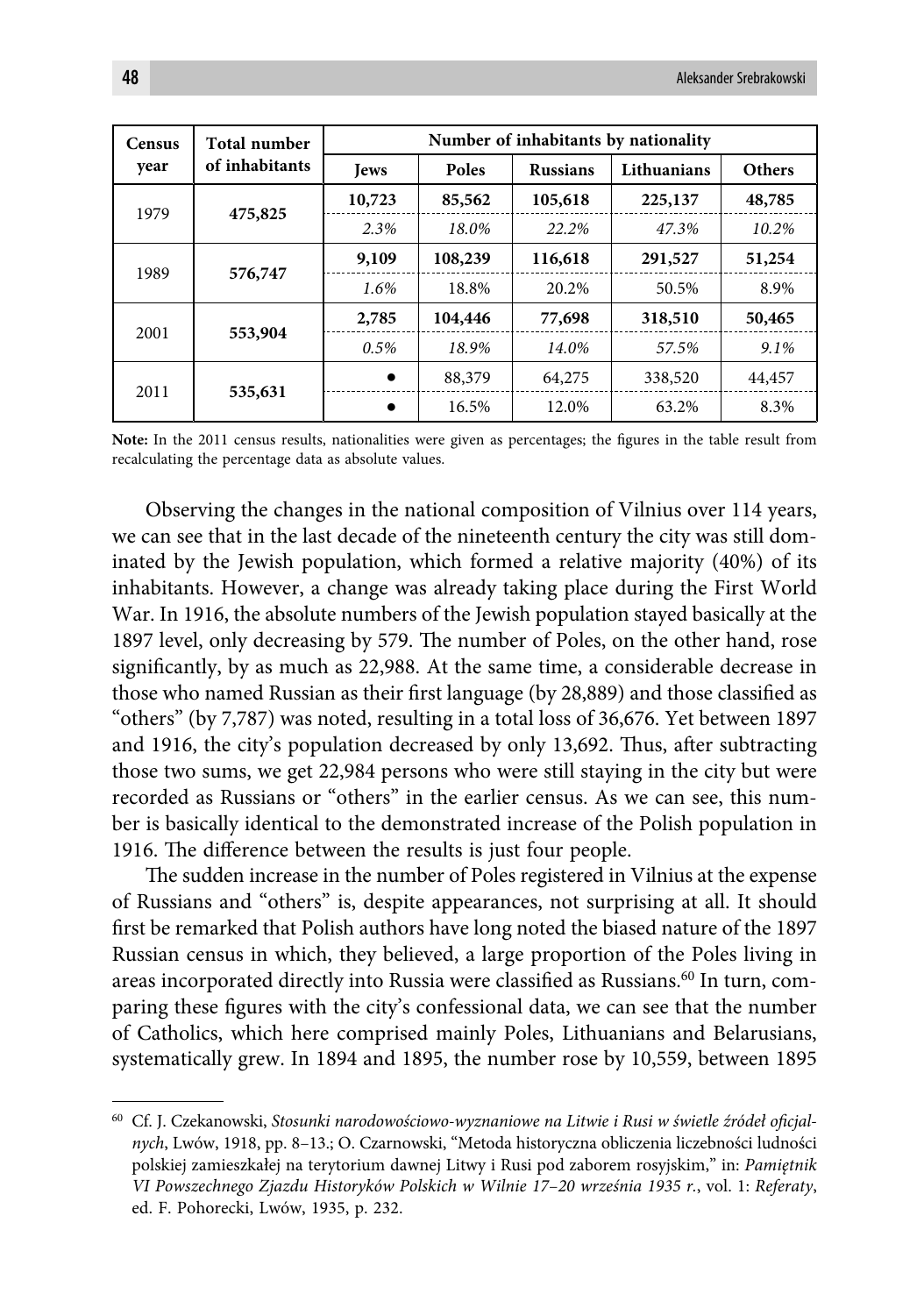| Census year | Total number of inhabitants | Number of inhabitants by nationality | | | | |
|---|---|---|---|---|---|---|
| | | **Jews** | **Poles** | **Russians** | **Lithuanians** | **Others** |
| 1979 | **475,825** | **10,723** | **85,562** | **105,618** | **225,137** | **48,785** |
| | | *2.3%* | *18.0%* | *22.2%* | *47.3%* | *10.2%* |
| 1989 | **576,747** | **9,109** | **108,239** | **116,618** | **291,527** | **51,254** |
| | | *1.6%* | 18.8% | 20.2% | 50.5% | 8.9% |
| 2001 | **553,904** | **2,785** | **104,446** | **77,698** | **318,510** | **50,465** |
| | | *0.5%* | *18.9%* | *14.0%* | *57.5%* | *9.1%* |
| 2011 | **535,631** | ● | 88,379 | 64,275 | 338,520 | 44,457 |
| | | ● | 16.5% | 12.0% | 63.2% | 8.3% |

**Note:** In the 2011 census results, nationalities were given as percentages; the figures in the table result from recalculating the percentage data as absolute values.

Observing the changes in the national composition of Vilnius over 114 years, we can see that in the last decade of the nineteenth century the city was still dominated by the Jewish population, which formed a relative majority (40%) of its inhabitants. However, a change was already taking place during the First World War. In 1916, the absolute numbers of the Jewish population stayed basically at the 1897 level, only decreasing by 579. The number of Poles, on the other hand, rose significantly, by as much as 22,988. At the same time, a considerable decrease in those who named Russian as their first language (by 28,889) and those classified as "others" (by 7,787) was noted, resulting in a total loss of 36,676. Yet between 1897 and 1916, the city's population decreased by only 13,692. Thus, after subtracting those two sums, we get 22,984 persons who were still staying in the city but were recorded as Russians or "others" in the earlier census. As we can see, this number is basically identical to the demonstrated increase of the Polish population in 1916. The difference between the results is just four people.

The sudden increase in the number of Poles registered in Vilnius at the expense of Russians and "others" is, despite appearances, not surprising at all. It should first be remarked that Polish authors have long noted the biased nature of the 1897 Russian census in which, they believed, a large proportion of the Poles living in areas incorporated directly into Russia were classified as Russians.[60] In turn, comparing these figures with the city's confessional data, we can see that the number of Catholics, which here comprised mainly Poles, Lithuanians and Belarusians, systematically grew. In 1894 and 1895, the number rose by 10,559, between 1895

---

[60] Cf. J. Czekanowski, *Stosunki narodowościowo-wyznaniowe na Litwie i Rusi w świetle źródeł oficjalnych*, Lwów, 1918, pp. 8–13.; O. Czarnowski, "Metoda historyczna obliczenia liczebności ludności polskiej zamieszkałej na terytorium dawnej Litwy i Rusi pod zaborem rosyjskim," in: *Pamiętnik VI Powszechnego Zjazdu Historyków Polskich w Wilnie 17–20 września 1935 r.*, vol. 1: *Referaty*, ed. F. Pohorecki, Lwów, 1935, p. 232.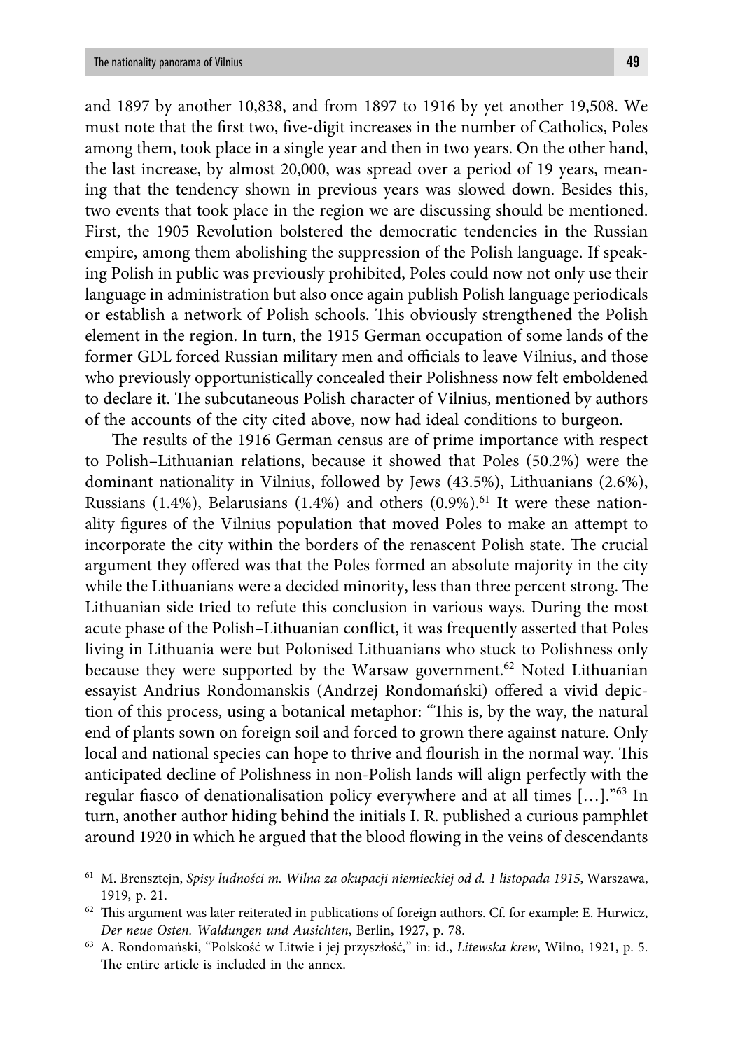and 1897 by another 10,838, and from 1897 to 1916 by yet another 19,508. We must note that the first two, five-digit increases in the number of Catholics, Poles among them, took place in a single year and then in two years. On the other hand, the last increase, by almost 20,000, was spread over a period of 19 years, meaning that the tendency shown in previous years was slowed down. Besides this, two events that took place in the region we are discussing should be mentioned. First, the 1905 Revolution bolstered the democratic tendencies in the Russian empire, among them abolishing the suppression of the Polish language. If speaking Polish in public was previously prohibited, Poles could now not only use their language in administration but also once again publish Polish language periodicals or establish a network of Polish schools. This obviously strengthened the Polish element in the region. In turn, the 1915 German occupation of some lands of the former GDL forced Russian military men and officials to leave Vilnius, and those who previously opportunistically concealed their Polishness now felt emboldened to declare it. The subcutaneous Polish character of Vilnius, mentioned by authors of the accounts of the city cited above, now had ideal conditions to burgeon.

The results of the 1916 German census are of prime importance with respect to Polish–Lithuanian relations, because it showed that Poles (50.2%) were the dominant nationality in Vilnius, followed by Jews (43.5%), Lithuanians (2.6%), Russians (1.4%), Belarusians (1.4%) and others (0.9%).[61] It were these nationality figures of the Vilnius population that moved Poles to make an attempt to incorporate the city within the borders of the renascent Polish state. The crucial argument they offered was that the Poles formed an absolute majority in the city while the Lithuanians were a decided minority, less than three percent strong. The Lithuanian side tried to refute this conclusion in various ways. During the most acute phase of the Polish–Lithuanian conflict, it was frequently asserted that Poles living in Lithuania were but Polonised Lithuanians who stuck to Polishness only because they were supported by the Warsaw government.[62] Noted Lithuanian essayist Andrius Rondomanskis (Andrzej Rondomański) offered a vivid depiction of this process, using a botanical metaphor: "This is, by the way, the natural end of plants sown on foreign soil and forced to grown there against nature. Only local and national species can hope to thrive and flourish in the normal way. This anticipated decline of Polishness in non-Polish lands will align perfectly with the regular fiasco of denationalisation policy everywhere and at all times […]."[63] In turn, another author hiding behind the initials I. R. published a curious pamphlet around 1920 in which he argued that the blood flowing in the veins of descendants

---

[61] M. Brensztejn, *Spisy ludności m. Wilna za okupacji niemieckiej od d. 1 listopada 1915*, Warszawa, 1919, p. 21.

[62] This argument was later reiterated in publications of foreign authors. Cf. for example: E. Hurwicz, *Der neue Osten. Waldungen und Ausichten*, Berlin, 1927, p. 78.

[63] A. Rondomański, "Polskość w Litwie i jej przyszłość," in: id., *Litewska krew*, Wilno, 1921, p. 5. The entire article is included in the annex.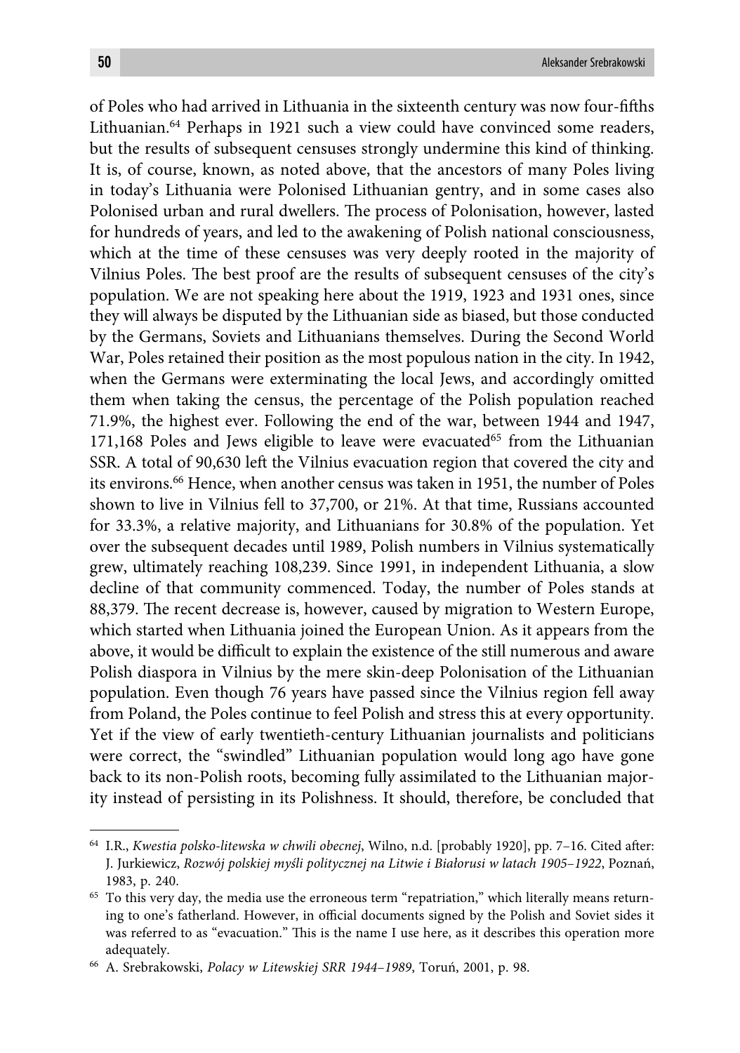of Poles who had arrived in Lithuania in the sixteenth century was now four-fifths Lithuanian.[64] Perhaps in 1921 such a view could have convinced some readers, but the results of subsequent censuses strongly undermine this kind of thinking. It is, of course, known, as noted above, that the ancestors of many Poles living in today's Lithuania were Polonised Lithuanian gentry, and in some cases also Polonised urban and rural dwellers. The process of Polonisation, however, lasted for hundreds of years, and led to the awakening of Polish national consciousness, which at the time of these censuses was very deeply rooted in the majority of Vilnius Poles. The best proof are the results of subsequent censuses of the city's population. We are not speaking here about the 1919, 1923 and 1931 ones, since they will always be disputed by the Lithuanian side as biased, but those conducted by the Germans, Soviets and Lithuanians themselves. During the Second World War, Poles retained their position as the most populous nation in the city. In 1942, when the Germans were exterminating the local Jews, and accordingly omitted them when taking the census, the percentage of the Polish population reached 71.9%, the highest ever. Following the end of the war, between 1944 and 1947, 171,168 Poles and Jews eligible to leave were evacuated[65] from the Lithuanian SSR. A total of 90,630 left the Vilnius evacuation region that covered the city and its environs.[66] Hence, when another census was taken in 1951, the number of Poles shown to live in Vilnius fell to 37,700, or 21%. At that time, Russians accounted for 33.3%, a relative majority, and Lithuanians for 30.8% of the population. Yet over the subsequent decades until 1989, Polish numbers in Vilnius systematically grew, ultimately reaching 108,239. Since 1991, in independent Lithuania, a slow decline of that community commenced. Today, the number of Poles stands at 88,379. The recent decrease is, however, caused by migration to Western Europe, which started when Lithuania joined the European Union. As it appears from the above, it would be difficult to explain the existence of the still numerous and aware Polish diaspora in Vilnius by the mere skin-deep Polonisation of the Lithuanian population. Even though 76 years have passed since the Vilnius region fell away from Poland, the Poles continue to feel Polish and stress this at every opportunity. Yet if the view of early twentieth-century Lithuanian journalists and politicians were correct, the "swindled" Lithuanian population would long ago have gone back to its non-Polish roots, becoming fully assimilated to the Lithuanian majority instead of persisting in its Polishness. It should, therefore, be concluded that

---

[64] I.R., *Kwestia polsko-litewska w chwili obecnej*, Wilno, n.d. [probably 1920], pp. 7–16. Cited after: J. Jurkiewicz, *Rozwój polskiej myśli politycznej na Litwie i Białorusi w latach 1905–1922*, Poznań, 1983, p. 240.

[65] To this very day, the media use the erroneous term "repatriation," which literally means returning to one's fatherland. However, in official documents signed by the Polish and Soviet sides it was referred to as "evacuation." This is the name I use here, as it describes this operation more adequately.

[66] A. Srebrakowski, *Polacy w Litewskiej SRR 1944–1989*, Toruń, 2001, p. 98.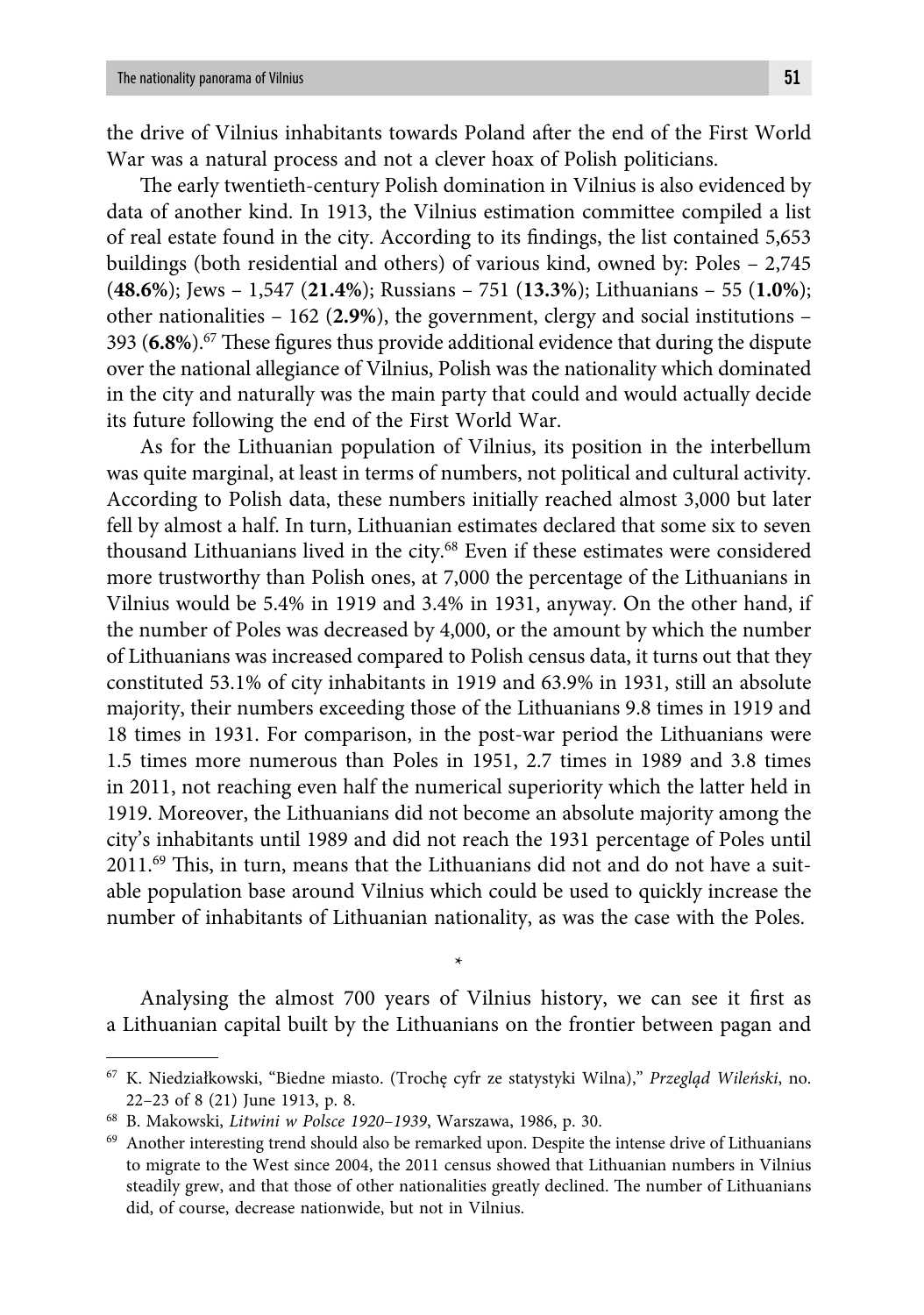the drive of Vilnius inhabitants towards Poland after the end of the First World War was a natural process and not a clever hoax of Polish politicians.

The early twentieth-century Polish domination in Vilnius is also evidenced by data of another kind. In 1913, the Vilnius estimation committee compiled a list of real estate found in the city. According to its findings, the list contained 5,653 buildings (both residential and others) of various kind, owned by: Poles – 2,745 (**48.6%**); Jews – 1,547 (**21.4%**); Russians – 751 (**13.3%**); Lithuanians – 55 (**1.0%**); other nationalities – 162 (**2.9%**), the government, clergy and social institutions – 393 (**6.8%**).[67] These figures thus provide additional evidence that during the dispute over the national allegiance of Vilnius, Polish was the nationality which dominated in the city and naturally was the main party that could and would actually decide its future following the end of the First World War.

As for the Lithuanian population of Vilnius, its position in the interbellum was quite marginal, at least in terms of numbers, not political and cultural activity. According to Polish data, these numbers initially reached almost 3,000 but later fell by almost a half. In turn, Lithuanian estimates declared that some six to seven thousand Lithuanians lived in the city.[68] Even if these estimates were considered more trustworthy than Polish ones, at 7,000 the percentage of the Lithuanians in Vilnius would be 5.4% in 1919 and 3.4% in 1931, anyway. On the other hand, if the number of Poles was decreased by 4,000, or the amount by which the number of Lithuanians was increased compared to Polish census data, it turns out that they constituted 53.1% of city inhabitants in 1919 and 63.9% in 1931, still an absolute majority, their numbers exceeding those of the Lithuanians 9.8 times in 1919 and 18 times in 1931. For comparison, in the post-war period the Lithuanians were 1.5 times more numerous than Poles in 1951, 2.7 times in 1989 and 3.8 times in 2011, not reaching even half the numerical superiority which the latter held in 1919. Moreover, the Lithuanians did not become an absolute majority among the city's inhabitants until 1989 and did not reach the 1931 percentage of Poles until 2011.[69] This, in turn, means that the Lithuanians did not and do not have a suitable population base around Vilnius which could be used to quickly increase the number of inhabitants of Lithuanian nationality, as was the case with the Poles.

*

Analysing the almost 700 years of Vilnius history, we can see it first as a Lithuanian capital built by the Lithuanians on the frontier between pagan and

---

[67] K. Niedziałkowski, "Biedne miasto. (Trochę cyfr ze statystyki Wilna)," *Przegląd Wileński*, no. 22–23 of 8 (21) June 1913, p. 8.

[68] B. Makowski, *Litwini w Polsce 1920–1939*, Warszawa, 1986, p. 30.

[69] Another interesting trend should also be remarked upon. Despite the intense drive of Lithuanians to migrate to the West since 2004, the 2011 census showed that Lithuanian numbers in Vilnius steadily grew, and that those of other nationalities greatly declined. The number of Lithuanians did, of course, decrease nationwide, but not in Vilnius.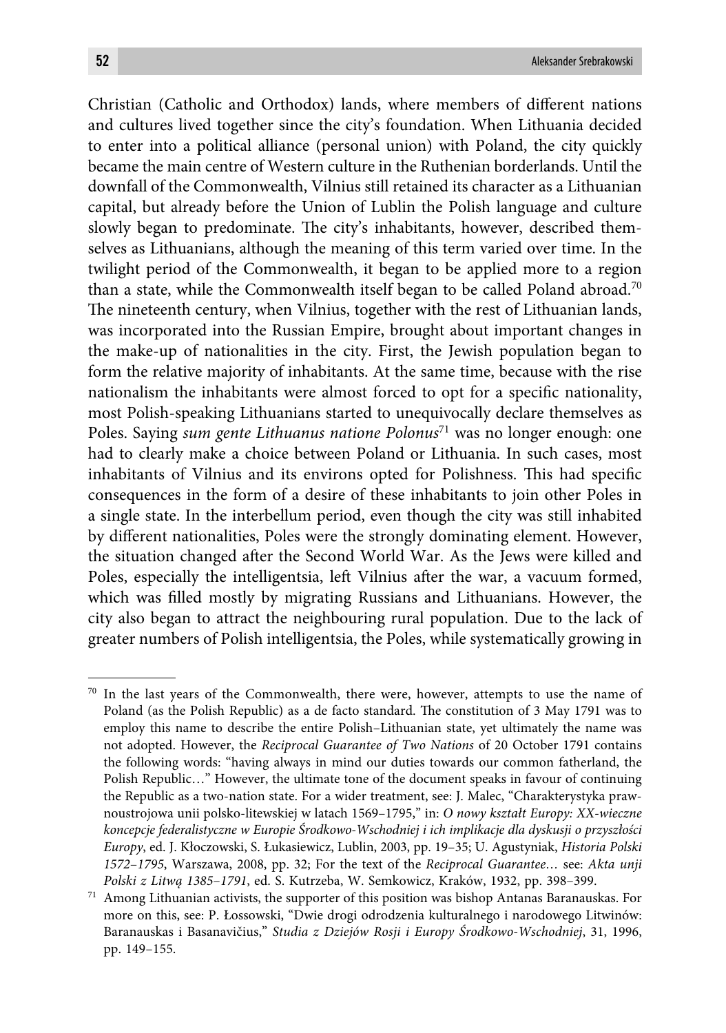Christian (Catholic and Orthodox) lands, where members of different nations and cultures lived together since the city's foundation. When Lithuania decided to enter into a political alliance (personal union) with Poland, the city quickly became the main centre of Western culture in the Ruthenian borderlands. Until the downfall of the Commonwealth, Vilnius still retained its character as a Lithuanian capital, but already before the Union of Lublin the Polish language and culture slowly began to predominate. The city's inhabitants, however, described themselves as Lithuanians, although the meaning of this term varied over time. In the twilight period of the Commonwealth, it began to be applied more to a region than a state, while the Commonwealth itself began to be called Poland abroad.[70] The nineteenth century, when Vilnius, together with the rest of Lithuanian lands, was incorporated into the Russian Empire, brought about important changes in the make-up of nationalities in the city. First, the Jewish population began to form the relative majority of inhabitants. At the same time, because with the rise nationalism the inhabitants were almost forced to opt for a specific nationality, most Polish-speaking Lithuanians started to unequivocally declare themselves as Poles. Saying *sum gente Lithuanus natione Polonus*[71] was no longer enough: one had to clearly make a choice between Poland or Lithuania. In such cases, most inhabitants of Vilnius and its environs opted for Polishness. This had specific consequences in the form of a desire of these inhabitants to join other Poles in a single state. In the interbellum period, even though the city was still inhabited by different nationalities, Poles were the strongly dominating element. However, the situation changed after the Second World War. As the Jews were killed and Poles, especially the intelligentsia, left Vilnius after the war, a vacuum formed, which was filled mostly by migrating Russians and Lithuanians. However, the city also began to attract the neighbouring rural population. Due to the lack of greater numbers of Polish intelligentsia, the Poles, while systematically growing in

---

[70] In the last years of the Commonwealth, there were, however, attempts to use the name of Poland (as the Polish Republic) as a de facto standard. The constitution of 3 May 1791 was to employ this name to describe the entire Polish–Lithuanian state, yet ultimately the name was not adopted. However, the *Reciprocal Guarantee of Two Nations* of 20 October 1791 contains the following words: "having always in mind our duties towards our common fatherland, the Polish Republic…" However, the ultimate tone of the document speaks in favour of continuing the Republic as a two-nation state. For a wider treatment, see: J. Malec, "Charakterystyka prawnoustrojowa unii polsko-litewskiej w latach 1569–1795," in: *O nowy kształt Europy: XX-wieczne koncepcje federalistyczne w Europie Środkowo-Wschodniej i ich implikacje dla dyskusji o przyszłości Europy*, ed. J. Kłoczowski, S. Łukasiewicz, Lublin, 2003, pp. 19–35; U. Agustyniak, *Historia Polski 1572–1795*, Warszawa, 2008, pp. 32; For the text of the *Reciprocal Guarantee…* see: *Akta unji Polski z Litwą 1385–1791*, ed. S. Kutrzeba, W. Semkowicz, Kraków, 1932, pp. 398–399.

[71] Among Lithuanian activists, the supporter of this position was bishop Antanas Baranauskas. For more on this, see: P. Łossowski, "Dwie drogi odrodzenia kulturalnego i narodowego Litwinów: Baranauskas i Basanavičius," *Studia z Dziejów Rosji i Europy Środkowo-Wschodniej*, 31, 1996, pp. 149–155.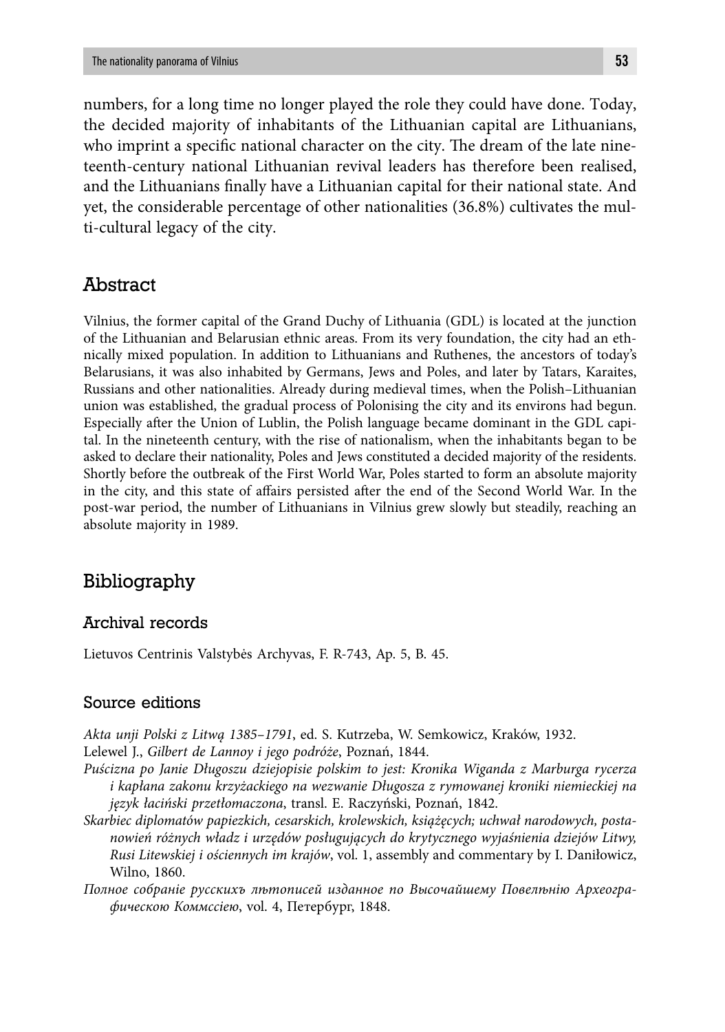numbers, for a long time no longer played the role they could have done. Today, the decided majority of inhabitants of the Lithuanian capital are Lithuanians, who imprint a specific national character on the city. The dream of the late nineteenth-century national Lithuanian revival leaders has therefore been realised, and the Lithuanians finally have a Lithuanian capital for their national state. And yet, the considerable percentage of other nationalities (36.8%) cultivates the multi-cultural legacy of the city.

## Abstract

Vilnius, the former capital of the Grand Duchy of Lithuania (GDL) is located at the junction of the Lithuanian and Belarusian ethnic areas. From its very foundation, the city had an ethnically mixed population. In addition to Lithuanians and Ruthenes, the ancestors of today's Belarusians, it was also inhabited by Germans, Jews and Poles, and later by Tatars, Karaites, Russians and other nationalities. Already during medieval times, when the Polish–Lithuanian union was established, the gradual process of Polonising the city and its environs had begun. Especially after the Union of Lublin, the Polish language became dominant in the GDL capital. In the nineteenth century, with the rise of nationalism, when the inhabitants began to be asked to declare their nationality, Poles and Jews constituted a decided majority of the residents. Shortly before the outbreak of the First World War, Poles started to form an absolute majority in the city, and this state of affairs persisted after the end of the Second World War. In the post-war period, the number of Lithuanians in Vilnius grew slowly but steadily, reaching an absolute majority in 1989.

## Bibliography

### Archival records

Lietuvos Centrinis Valstybės Archyvas, F. R-743, Ap. 5, B. 45.

### Source editions

*Akta unji Polski z Litwą 1385–1791*, ed. S. Kutrzeba, W. Semkowicz, Kraków, 1932.

Lelewel J., *Gilbert de Lannoy i jego podróże*, Poznań, 1844.

*Puścizna po Janie Długoszu dziejopisie polskim to jest: Kronika Wiganda z Marburga rycerza i kapłana zakonu krzyżackiego na wezwanie Długosza z rymowanej kroniki niemieckiej na język łaciński przetłomaczona*, transl. E. Raczyński, Poznań, 1842.

*Skarbiec diplomatów papiezkich, cesarskich, krolewskich, książęcych; uchwał narodowych, postanowień różnych władz i urzędów posługujących do krytycznego wyjaśnienia dziejów Litwy, Rusi Litewskiej i ościennych im krajów*, vol. 1, assembly and commentary by I. Daniłowicz, Wilno, 1860.

*Полное собраніе русскихъ лѣтописей изданное по Высочайшему Повелѣнію Археографическою Коммссіею*, vol. 4, Петербург, 1848.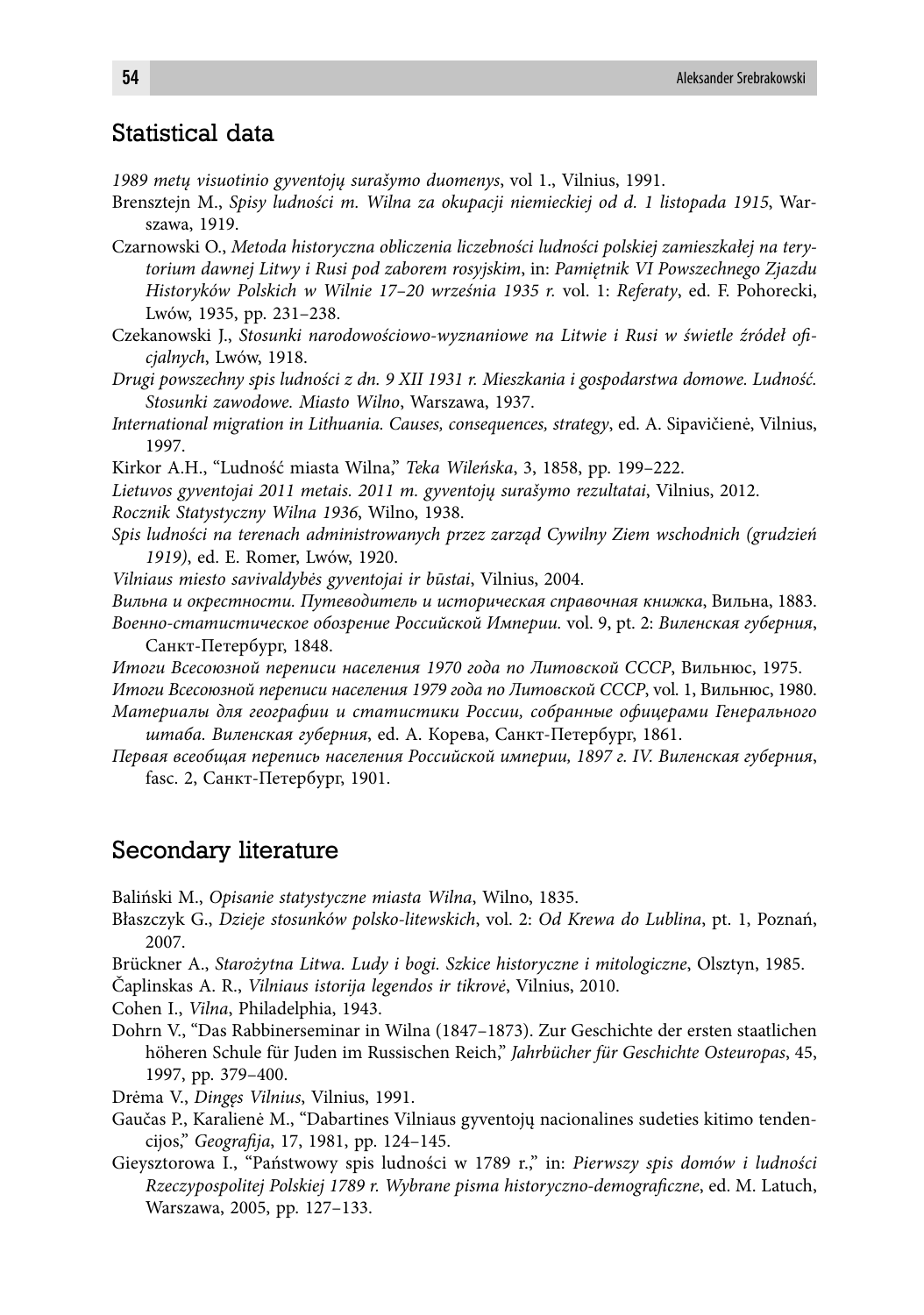## Statistical data

*1989 metų visuotinio gyventojų surašymo duomenys*, vol 1., Vilnius, 1991.

Brensztejn M., *Spisy ludności m. Wilna za okupacji niemieckiej od d. 1 listopada 1915*, Warszawa, 1919.

Czarnowski O., *Metoda historyczna obliczenia liczebności ludności polskiej zamieszkałej na terytorium dawnej Litwy i Rusi pod zaborem rosyjskim*, in: *Pamiętnik VI Powszechnego Zjazdu Historyków Polskich w Wilnie 17–20 września 1935 r.* vol. 1: *Referaty*, ed. F. Pohorecki, Lwów, 1935, pp. 231–238.

Czekanowski J., *Stosunki narodowościowo-wyznaniowe na Litwie i Rusi w świetle źródeł oficjalnych*, Lwów, 1918.

*Drugi powszechny spis ludności z dn. 9 XII 1931 r. Mieszkania i gospodarstwa domowe. Ludność. Stosunki zawodowe. Miasto Wilno*, Warszawa, 1937.

*International migration in Lithuania. Causes, consequences, strategy*, ed. A. Sipavičienė, Vilnius, 1997.

Kirkor A.H., "Ludność miasta Wilna," *Teka Wileńska*, 3, 1858, pp. 199–222.

*Lietuvos gyventojai 2011 metais. 2011 m. gyventojų surašymo rezultatai*, Vilnius, 2012.

*Rocznik Statystyczny Wilna 1936*, Wilno, 1938.

*Spis ludności na terenach administrowanych przez zarząd Cywilny Ziem wschodnich (grudzień 1919)*, ed. E. Romer, Lwów, 1920.

*Vilniaus miesto savivaldybės gyventojai ir būstai*, Vilnius, 2004.

*Вильна и окрестности. Путеводитель и историческая справочная книжка*, Вильна, 1883.

*Военно-статистическое обозрение Российской Империи.* vol. 9, pt. 2: *Виленская губерния*, Санкт-Петербург, 1848.

*Итоги Всесоюзной переписи населения 1970 года по Литовской ССР*, Вильнюс, 1975.

*Итоги Всесоюзной переписи населения 1979 года по Литовской ССР*, vol. 1, Вильнюс, 1980.

*Материалы для географии и статистики России, собранные офицерами Генерального штаба. Виленская губерния*, ed. А. Корева, Санкт-Петербург, 1861.

*Первая всеобщая перепись населения Российской империи, 1897 г. IV. Виленская губерния*, fasc. 2, Санкт-Петербург, 1901.

## Secondary literature

Baliński M., *Opisanie statystyczne miasta Wilna*, Wilno, 1835.

Błaszczyk G., *Dzieje stosunków polsko-litewskich*, vol. 2: *Od Krewa do Lublina*, pt. 1, Poznań, 2007.

Brückner A., *Starożytna Litwa. Ludy i bogi. Szkice historyczne i mitologiczne*, Olsztyn, 1985.

Čaplinskas A. R., *Vilniaus istorija legendos ir tikrovė*, Vilnius, 2010.

Cohen I., *Vilna*, Philadelphia, 1943.

Dohrn V., "Das Rabbinerseminar in Wilna (1847–1873). Zur Geschichte der ersten staatlichen höheren Schule für Juden im Russischen Reich," *Jahrbücher für Geschichte Osteuropas*, 45, 1997, pp. 379–400.

Drėma V., *Dingęs Vilnius*, Vilnius, 1991.

Gaučas P., Karalienė M., "Dabartines Vilniaus gyventojų nacionalines sudeties kitimo tendencijos," *Geografija*, 17, 1981, pp. 124–145.

Gieysztorowa I., "Państwowy spis ludności w 1789 r.," in: *Pierwszy spis domów i ludności Rzeczypospolitej Polskiej 1789 r. Wybrane pisma historyczno-demograficzne*, ed. M. Latuch, Warszawa, 2005, pp. 127–133.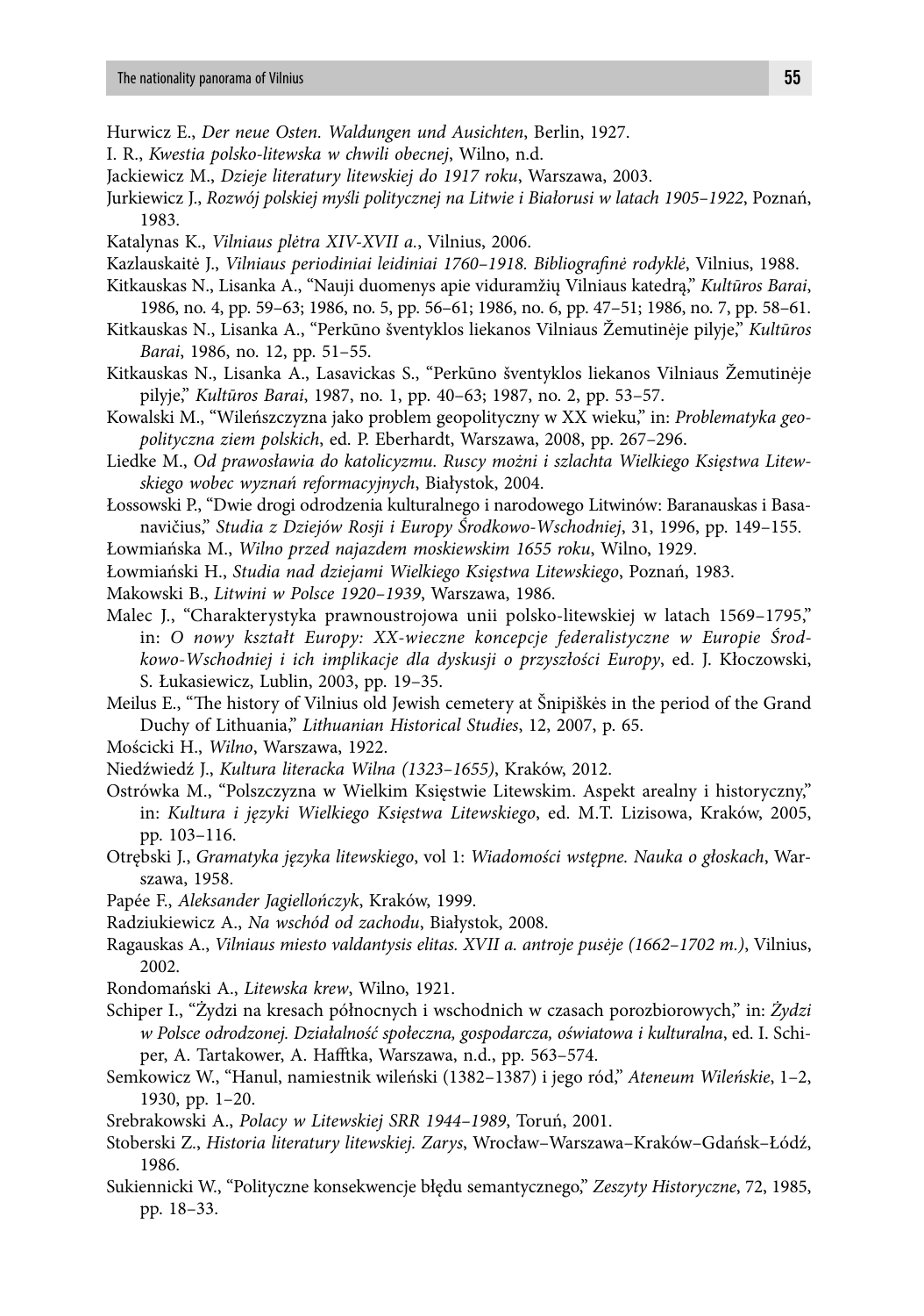Hurwicz E., *Der neue Osten. Waldungen und Ausichten*, Berlin, 1927.

I. R., *Kwestia polsko-litewska w chwili obecnej*, Wilno, n.d.

Jackiewicz M., *Dzieje literatury litewskiej do 1917 roku*, Warszawa, 2003.

Jurkiewicz J., *Rozwój polskiej myśli politycznej na Litwie i Białorusi w latach 1905–1922*, Poznań, 1983.

Katalynas K., *Vilniaus plėtra XIV-XVII a.*, Vilnius, 2006.

Kazlauskaitė J., *Vilniaus periodiniai leidiniai 1760–1918. Bibliografinė rodyklė*, Vilnius, 1988.

Kitkauskas N., Lisanka A., "Nauji duomenys apie viduramžių Vilniaus katedrą," *Kultūros Barai*, 1986, no. 4, pp. 59–63; 1986, no. 5, pp. 56–61; 1986, no. 6, pp. 47–51; 1986, no. 7, pp. 58–61.

Kitkauskas N., Lisanka A., "Perkūno šventyklos liekanos Vilniaus Žemutinėje pilyje," *Kultūros Barai*, 1986, no. 12, pp. 51–55.

Kitkauskas N., Lisanka A., Lasavickas S., "Perkūno šventyklos liekanos Vilniaus Žemutinėje pilyje," *Kultūros Barai*, 1987, no. 1, pp. 40–63; 1987, no. 2, pp. 53–57.

Kowalski M., "Wileńszczyzna jako problem geopolityczny w XX wieku," in: *Problematyka geopolityczna ziem polskich*, ed. P. Eberhardt, Warszawa, 2008, pp. 267–296.

Liedke M., *Od prawosławia do katolicyzmu. Ruscy możni i szlachta Wielkiego Księstwa Litewskiego wobec wyznań reformacyjnych*, Białystok, 2004.

Łossowski P., "Dwie drogi odrodzenia kulturalnego i narodowego Litwinów: Baranauskas i Basanavičius," *Studia z Dziejów Rosji i Europy Środkowo-Wschodniej*, 31, 1996, pp. 149–155.

Łowmiańska M., *Wilno przed najazdem moskiewskim 1655 roku*, Wilno, 1929.

Łowmiański H., *Studia nad dziejami Wielkiego Księstwa Litewskiego*, Poznań, 1983.

Makowski B., *Litwini w Polsce 1920–1939*, Warszawa, 1986.

Malec J., "Charakterystyka prawnoustrojowa unii polsko-litewskiej w latach 1569–1795," in: *O nowy kształt Europy: XX-wieczne koncepcje federalistyczne w Europie Środkowo-Wschodniej i ich implikacje dla dyskusji o przyszłości Europy*, ed. J. Kłoczowski, S. Łukasiewicz, Lublin, 2003, pp. 19–35.

Meilus E., "The history of Vilnius old Jewish cemetery at Šnipiškės in the period of the Grand Duchy of Lithuania," *Lithuanian Historical Studies*, 12, 2007, p. 65.

Mościcki H., *Wilno*, Warszawa, 1922.

Niedźwiedź J., *Kultura literacka Wilna (1323–1655)*, Kraków, 2012.

Ostrówka M., "Polszczyzna w Wielkim Księstwie Litewskim. Aspekt arealny i historyczny," in: *Kultura i języki Wielkiego Księstwa Litewskiego*, ed. M.T. Lizisowa, Kraków, 2005, pp. 103–116.

Otrębski J., *Gramatyka języka litewskiego*, vol 1: *Wiadomości wstępne. Nauka o głoskach*, Warszawa, 1958.

Papée F., *Aleksander Jagiellończyk*, Kraków, 1999.

Radziukiewicz A., *Na wschód od zachodu*, Białystok, 2008.

Ragauskas A., *Vilniaus miesto valdantysis elitas. XVII a. antroje pusėje (1662–1702 m.)*, Vilnius, 2002.

Rondomański A., *Litewska krew*, Wilno, 1921.

Schiper I., "Żydzi na kresach północnych i wschodnich w czasach porozbiorowych," in: *Żydzi w Polsce odrodzonej. Działalność społeczna, gospodarcza, oświatowa i kulturalna*, ed. I. Schiper, A. Tartakower, A. Hafftka, Warszawa, n.d., pp. 563–574.

Semkowicz W., "Hanul, namiestnik wileński (1382–1387) i jego ród," *Ateneum Wileńskie*, 1–2, 1930, pp. 1–20.

Srebrakowski A., *Polacy w Litewskiej SRR 1944–1989*, Toruń, 2001.

Stoberski Z., *Historia literatury litewskiej. Zarys*, Wrocław–Warszawa–Kraków–Gdańsk–Łódź, 1986.

Sukiennicki W., "Polityczne konsekwencje błędu semantycznego," *Zeszyty Historyczne*, 72, 1985, pp. 18–33.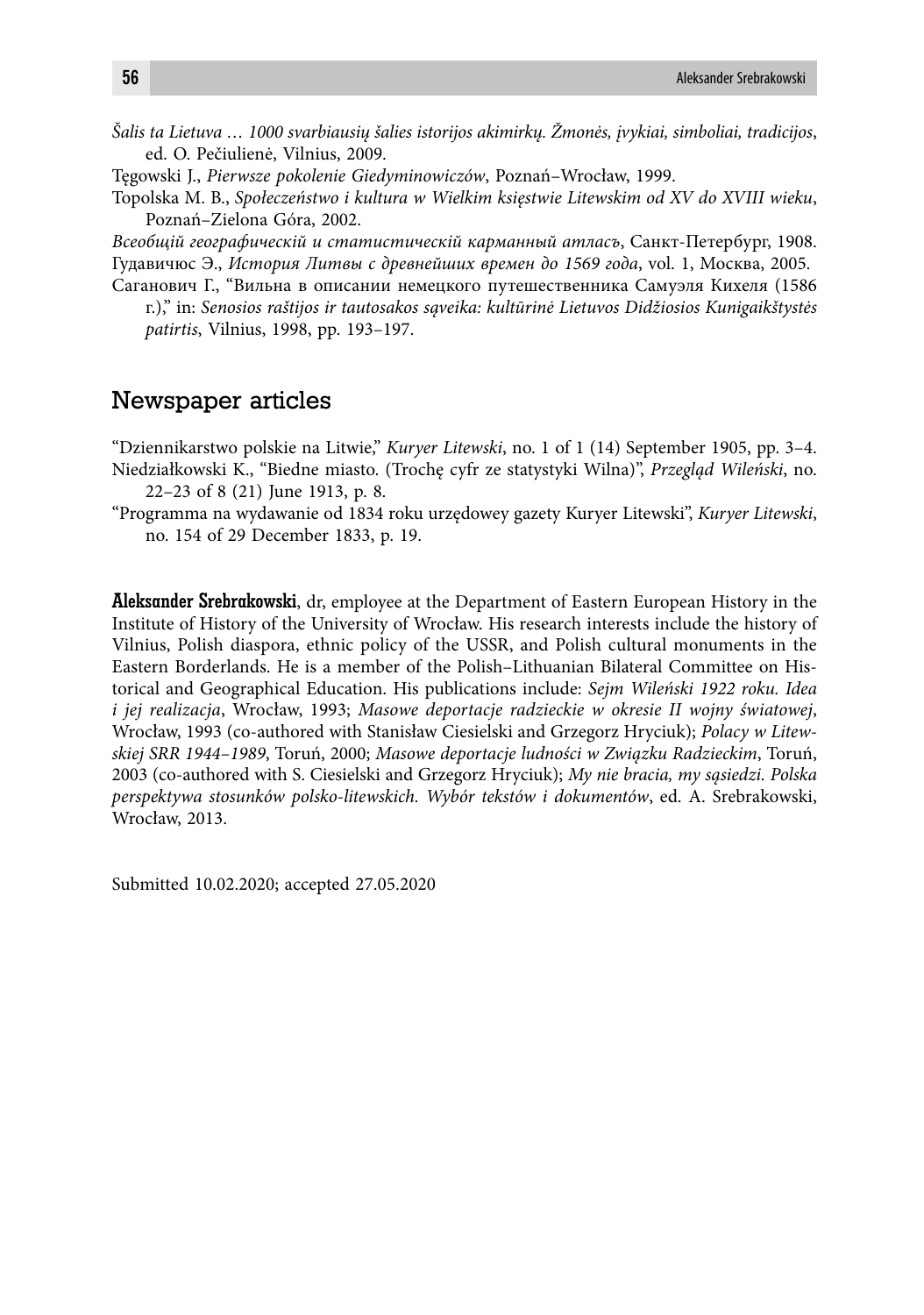*Šalis ta Lietuva … 1000 svarbiausių šalies istorijos akimirkų. Žmonės, įvykiai, simboliai, tradicijos*, ed. O. Pečiulienė, Vilnius, 2009.

Tęgowski J., *Pierwsze pokolenie Giedyminowiczów*, Poznań–Wrocław, 1999.

Topolska M. B., *Społeczeństwo i kultura w Wielkim księstwie Litewskim od XV do XVIII wieku*, Poznań–Zielona Góra, 2002.

*Всеобщій географическій и статистическій карманный атласъ*, Санкт-Петербург, 1908.

Гудавичюс Э., *История Литвы с древнейших времен до 1569 года*, vol. 1, Москва, 2005.

Саганович Г., "Вильна в описании немецкого путешественника Самуэля Кихеля (1586 г.)," in: *Senosios raštijos ir tautosakos sąveika: kultūrinė Lietuvos Didžiosios Kunigaikštystės patirtis*, Vilnius, 1998, pp. 193–197.

## Newspaper articles

"Dziennikarstwo polskie na Litwie," *Kuryer Litewski*, no. 1 of 1 (14) September 1905, pp. 3–4.

Niedziałkowski K., "Biedne miasto. (Trochę cyfr ze statystyki Wilna)", *Przegląd Wileński*, no. 22–23 of 8 (21) June 1913, p. 8.

"Programma na wydawanie od 1834 roku urzędowey gazety Kuryer Litewski", *Kuryer Litewski*, no. 154 of 29 December 1833, p. 19.

**Aleksander Srebrakowski**, dr, employee at the Department of Eastern European History in the Institute of History of the University of Wrocław. His research interests include the history of Vilnius, Polish diaspora, ethnic policy of the USSR, and Polish cultural monuments in the Eastern Borderlands. He is a member of the Polish–Lithuanian Bilateral Committee on Historical and Geographical Education. His publications include: *Sejm Wileński 1922 roku. Idea i jej realizacja*, Wrocław, 1993; *Masowe deportacje radzieckie w okresie II wojny światowej*, Wrocław, 1993 (co-authored with Stanisław Ciesielski and Grzegorz Hryciuk); *Polacy w Litewskiej SRR 1944–1989*, Toruń, 2000; *Masowe deportacje ludności w Związku Radzieckim*, Toruń, 2003 (co-authored with S. Ciesielski and Grzegorz Hryciuk); *My nie bracia, my sąsiedzi. Polska perspektywa stosunków polsko-litewskich. Wybór tekstów i dokumentów*, ed. A. Srebrakowski, Wrocław, 2013.

Submitted 10.02.2020; accepted 27.05.2020